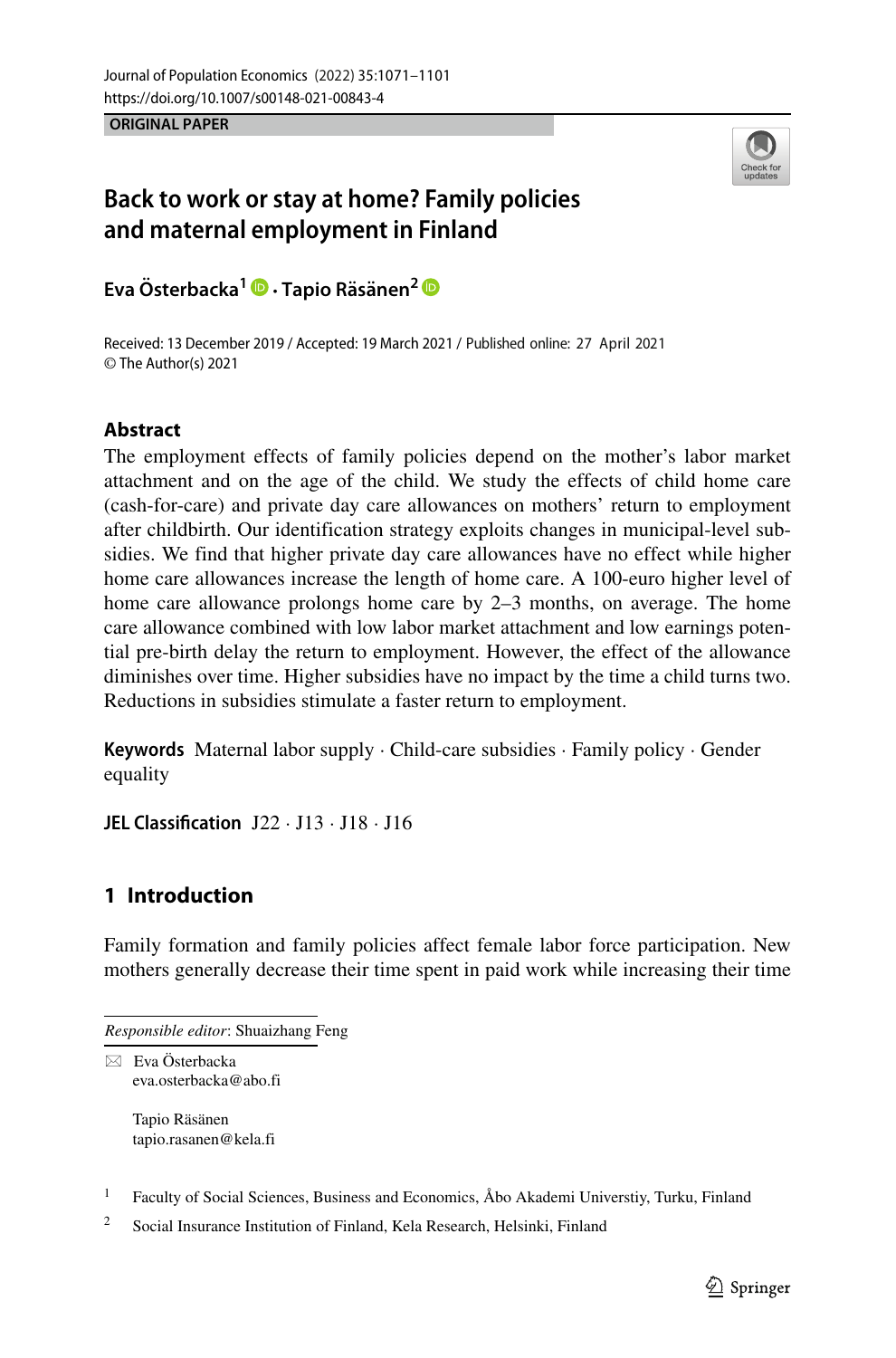ORIGINAL PAPER

# Back to work or stay at home? Family policies and maternal employment in Finland

**Eva Österbacka[1] · Tapio Räsänen[2]**

Received: 13 December 2019 / Accepted: 19 March 2021 / Published online: 27 April 2021
© The Author(s) 2021

## Abstract

The employment effects of family policies depend on the mother's labor market attachment and on the age of the child. We study the effects of child home care (cash-for-care) and private day care allowances on mothers' return to employment after childbirth. Our identification strategy exploits changes in municipal-level subsidies. We find that higher private day care allowances have no effect while higher home care allowances increase the length of home care. A 100-euro higher level of home care allowance prolongs home care by 2–3 months, on average. The home care allowance combined with low labor market attachment and low earnings potential pre-birth delay the return to employment. However, the effect of the allowance diminishes over time. Higher subsidies have no impact by the time a child turns two. Reductions in subsidies stimulate a faster return to employment.

**Keywords** Maternal labor supply · Child-care subsidies · Family policy · Gender equality

**JEL Classification** J22 · J13 · J18 · J16

## 1 Introduction

Family formation and family policies affect female labor force participation. New mothers generally decrease their time spent in paid work while increasing their time

---

*Responsible editor*: Shuaizhang Feng

✉ Eva Österbacka
eva.osterbacka@abo.fi

Tapio Räsänen
tapio.rasanen@kela.fi

[1] Faculty of Social Sciences, Business and Economics, Åbo Akademi Universtiy, Turku, Finland

[2] Social Insurance Institution of Finland, Kela Research, Helsinki, Finland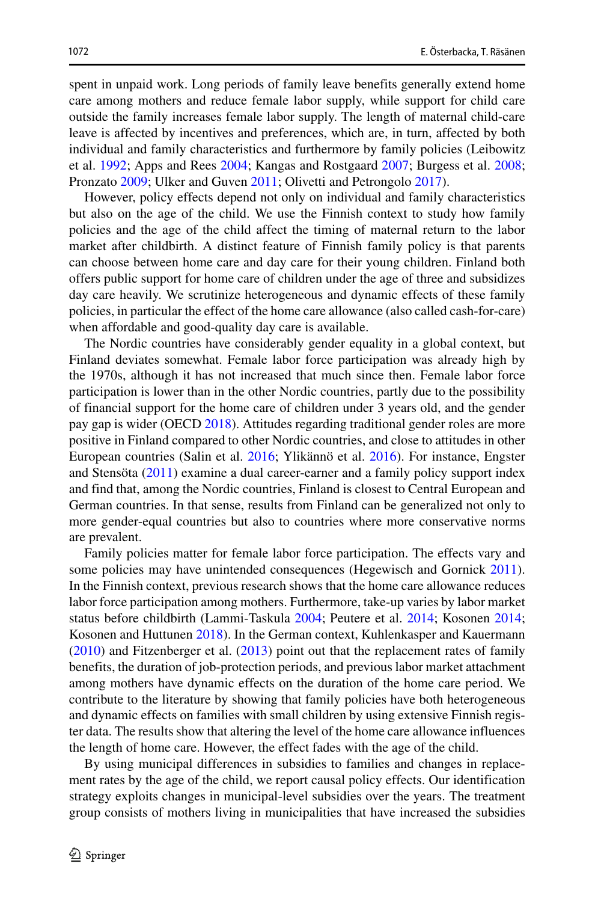spent in unpaid work. Long periods of family leave benefits generally extend home care among mothers and reduce female labor supply, while support for child care outside the family increases female labor supply. The length of maternal child-care leave is affected by incentives and preferences, which are, in turn, affected by both individual and family characteristics and furthermore by family policies (Leibowitz et al. 1992; Apps and Rees 2004; Kangas and Rostgaard 2007; Burgess et al. 2008; Pronzato 2009; Ulker and Guven 2011; Olivetti and Petrongolo 2017).

However, policy effects depend not only on individual and family characteristics but also on the age of the child. We use the Finnish context to study how family policies and the age of the child affect the timing of maternal return to the labor market after childbirth. A distinct feature of Finnish family policy is that parents can choose between home care and day care for their young children. Finland both offers public support for home care of children under the age of three and subsidizes day care heavily. We scrutinize heterogeneous and dynamic effects of these family policies, in particular the effect of the home care allowance (also called cash-for-care) when affordable and good-quality day care is available.

The Nordic countries have considerably gender equality in a global context, but Finland deviates somewhat. Female labor force participation was already high by the 1970s, although it has not increased that much since then. Female labor force participation is lower than in the other Nordic countries, partly due to the possibility of financial support for the home care of children under 3 years old, and the gender pay gap is wider (OECD 2018). Attitudes regarding traditional gender roles are more positive in Finland compared to other Nordic countries, and close to attitudes in other European countries (Salin et al. 2016; Ylikännö et al. 2016). For instance, Engster and Stensöta (2011) examine a dual career-earner and a family policy support index and find that, among the Nordic countries, Finland is closest to Central European and German countries. In that sense, results from Finland can be generalized not only to more gender-equal countries but also to countries where more conservative norms are prevalent.

Family policies matter for female labor force participation. The effects vary and some policies may have unintended consequences (Hegewisch and Gornick 2011). In the Finnish context, previous research shows that the home care allowance reduces labor force participation among mothers. Furthermore, take-up varies by labor market status before childbirth (Lammi-Taskula 2004; Peutere et al. 2014; Kosonen 2014; Kosonen and Huttunen 2018). In the German context, Kuhlenkasper and Kauermann (2010) and Fitzenberger et al. (2013) point out that the replacement rates of family benefits, the duration of job-protection periods, and previous labor market attachment among mothers have dynamic effects on the duration of the home care period. We contribute to the literature by showing that family policies have both heterogeneous and dynamic effects on families with small children by using extensive Finnish register data. The results show that altering the level of the home care allowance influences the length of home care. However, the effect fades with the age of the child.

By using municipal differences in subsidies to families and changes in replacement rates by the age of the child, we report causal policy effects. Our identification strategy exploits changes in municipal-level subsidies over the years. The treatment group consists of mothers living in municipalities that have increased the subsidies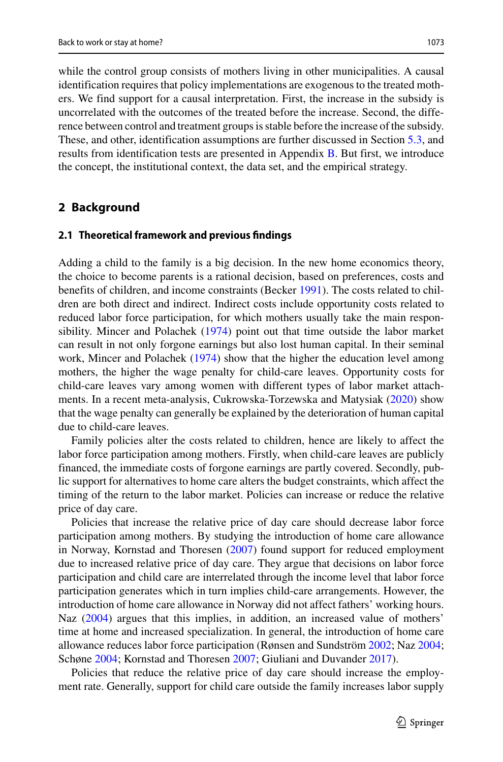while the control group consists of mothers living in other municipalities. A causal identification requires that policy implementations are exogenous to the treated mothers. We find support for a causal interpretation. First, the increase in the subsidy is uncorrelated with the outcomes of the treated before the increase. Second, the difference between control and treatment groups is stable before the increase of the subsidy. These, and other, identification assumptions are further discussed in Section 5.3, and results from identification tests are presented in Appendix B. But first, we introduce the concept, the institutional context, the data set, and the empirical strategy.

## 2 Background

### 2.1 Theoretical framework and previous findings

Adding a child to the family is a big decision. In the new home economics theory, the choice to become parents is a rational decision, based on preferences, costs and benefits of children, and income constraints (Becker 1991). The costs related to children are both direct and indirect. Indirect costs include opportunity costs related to reduced labor force participation, for which mothers usually take the main responsibility. Mincer and Polachek (1974) point out that time outside the labor market can result in not only forgone earnings but also lost human capital. In their seminal work, Mincer and Polachek (1974) show that the higher the education level among mothers, the higher the wage penalty for child-care leaves. Opportunity costs for child-care leaves vary among women with different types of labor market attachments. In a recent meta-analysis, Cukrowska-Torzewska and Matysiak (2020) show that the wage penalty can generally be explained by the deterioration of human capital due to child-care leaves.

Family policies alter the costs related to children, hence are likely to affect the labor force participation among mothers. Firstly, when child-care leaves are publicly financed, the immediate costs of forgone earnings are partly covered. Secondly, public support for alternatives to home care alters the budget constraints, which affect the timing of the return to the labor market. Policies can increase or reduce the relative price of day care.

Policies that increase the relative price of day care should decrease labor force participation among mothers. By studying the introduction of home care allowance in Norway, Kornstad and Thoresen (2007) found support for reduced employment due to increased relative price of day care. They argue that decisions on labor force participation and child care are interrelated through the income level that labor force participation generates which in turn implies child-care arrangements. However, the introduction of home care allowance in Norway did not affect fathers' working hours. Naz (2004) argues that this implies, in addition, an increased value of mothers' time at home and increased specialization. In general, the introduction of home care allowance reduces labor force participation (Rønsen and Sundström 2002; Naz 2004; Schøne 2004; Kornstad and Thoresen 2007; Giuliani and Duvander 2017).

Policies that reduce the relative price of day care should increase the employment rate. Generally, support for child care outside the family increases labor supply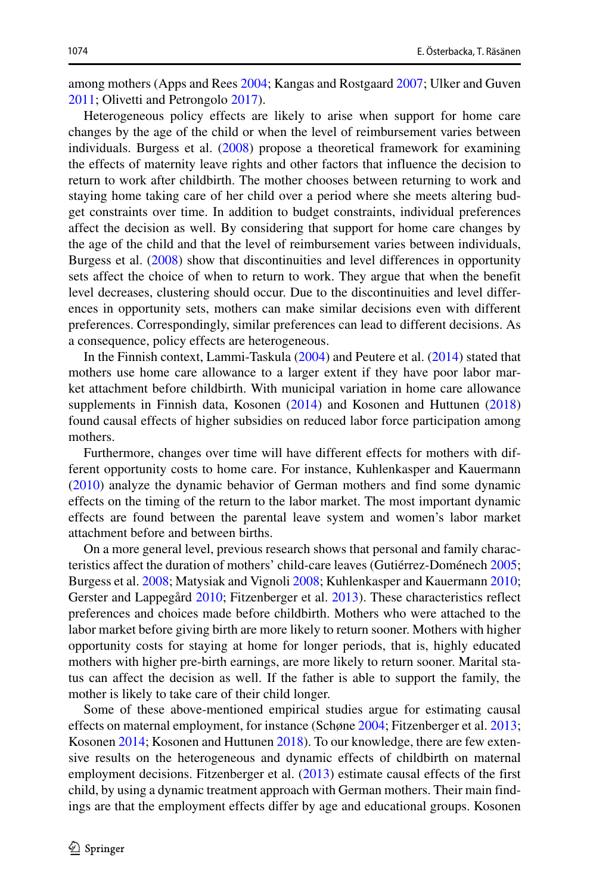among mothers (Apps and Rees 2004; Kangas and Rostgaard 2007; Ulker and Guven 2011; Olivetti and Petrongolo 2017).

Heterogeneous policy effects are likely to arise when support for home care changes by the age of the child or when the level of reimbursement varies between individuals. Burgess et al. (2008) propose a theoretical framework for examining the effects of maternity leave rights and other factors that influence the decision to return to work after childbirth. The mother chooses between returning to work and staying home taking care of her child over a period where she meets altering budget constraints over time. In addition to budget constraints, individual preferences affect the decision as well. By considering that support for home care changes by the age of the child and that the level of reimbursement varies between individuals, Burgess et al. (2008) show that discontinuities and level differences in opportunity sets affect the choice of when to return to work. They argue that when the benefit level decreases, clustering should occur. Due to the discontinuities and level differences in opportunity sets, mothers can make similar decisions even with different preferences. Correspondingly, similar preferences can lead to different decisions. As a consequence, policy effects are heterogeneous.

In the Finnish context, Lammi-Taskula (2004) and Peutere et al. (2014) stated that mothers use home care allowance to a larger extent if they have poor labor market attachment before childbirth. With municipal variation in home care allowance supplements in Finnish data, Kosonen (2014) and Kosonen and Huttunen (2018) found causal effects of higher subsidies on reduced labor force participation among mothers.

Furthermore, changes over time will have different effects for mothers with different opportunity costs to home care. For instance, Kuhlenkasper and Kauermann (2010) analyze the dynamic behavior of German mothers and find some dynamic effects on the timing of the return to the labor market. The most important dynamic effects are found between the parental leave system and women's labor market attachment before and between births.

On a more general level, previous research shows that personal and family characteristics affect the duration of mothers' child-care leaves (Gutiérrez-Doménech 2005; Burgess et al. 2008; Matysiak and Vignoli 2008; Kuhlenkasper and Kauermann 2010; Gerster and Lappegård 2010; Fitzenberger et al. 2013). These characteristics reflect preferences and choices made before childbirth. Mothers who were attached to the labor market before giving birth are more likely to return sooner. Mothers with higher opportunity costs for staying at home for longer periods, that is, highly educated mothers with higher pre-birth earnings, are more likely to return sooner. Marital status can affect the decision as well. If the father is able to support the family, the mother is likely to take care of their child longer.

Some of these above-mentioned empirical studies argue for estimating causal effects on maternal employment, for instance (Schøne 2004; Fitzenberger et al. 2013; Kosonen 2014; Kosonen and Huttunen 2018). To our knowledge, there are few extensive results on the heterogeneous and dynamic effects of childbirth on maternal employment decisions. Fitzenberger et al. (2013) estimate causal effects of the first child, by using a dynamic treatment approach with German mothers. Their main findings are that the employment effects differ by age and educational groups. Kosonen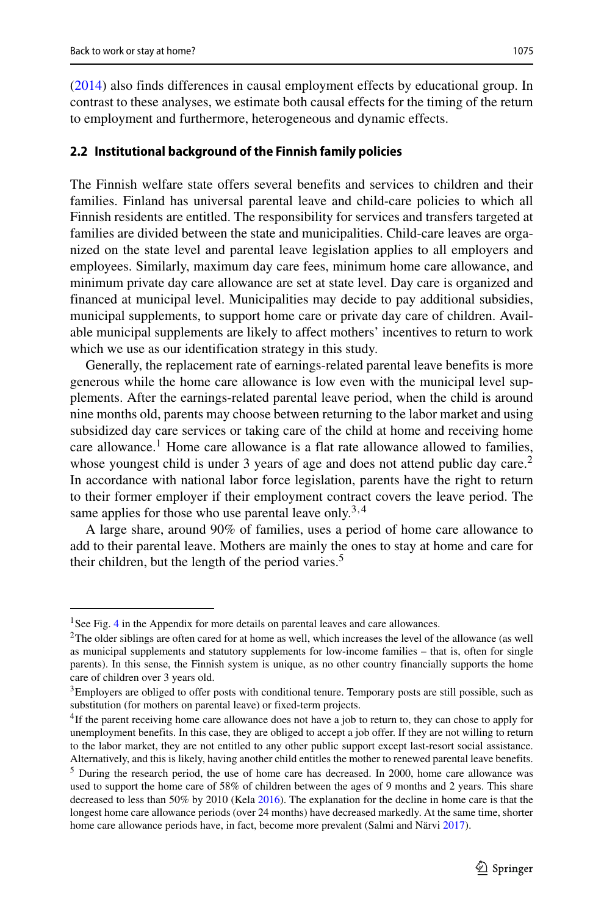(2014) also finds differences in causal employment effects by educational group. In contrast to these analyses, we estimate both causal effects for the timing of the return to employment and furthermore, heterogeneous and dynamic effects.

### 2.2 Institutional background of the Finnish family policies

The Finnish welfare state offers several benefits and services to children and their families. Finland has universal parental leave and child-care policies to which all Finnish residents are entitled. The responsibility for services and transfers targeted at families are divided between the state and municipalities. Child-care leaves are organized on the state level and parental leave legislation applies to all employers and employees. Similarly, maximum day care fees, minimum home care allowance, and minimum private day care allowance are set at state level. Day care is organized and financed at municipal level. Municipalities may decide to pay additional subsidies, municipal supplements, to support home care or private day care of children. Available municipal supplements are likely to affect mothers' incentives to return to work which we use as our identification strategy in this study.

Generally, the replacement rate of earnings-related parental leave benefits is more generous while the home care allowance is low even with the municipal level supplements. After the earnings-related parental leave period, when the child is around nine months old, parents may choose between returning to the labor market and using subsidized day care services or taking care of the child at home and receiving home care allowance.[1] Home care allowance is a flat rate allowance allowed to families, whose youngest child is under 3 years of age and does not attend public day care.[2] In accordance with national labor force legislation, parents have the right to return to their former employer if their employment contract covers the leave period. The same applies for those who use parental leave only.[3,4]

A large share, around 90% of families, uses a period of home care allowance to add to their parental leave. Mothers are mainly the ones to stay at home and care for their children, but the length of the period varies.[5]

---

[1] See Fig. 4 in the Appendix for more details on parental leaves and care allowances.

[2] The older siblings are often cared for at home as well, which increases the level of the allowance (as well as municipal supplements and statutory supplements for low-income families – that is, often for single parents). In this sense, the Finnish system is unique, as no other country financially supports the home care of children over 3 years old.

[3] Employers are obliged to offer posts with conditional tenure. Temporary posts are still possible, such as substitution (for mothers on parental leave) or fixed-term projects.

[4] If the parent receiving home care allowance does not have a job to return to, they can chose to apply for unemployment benefits. In this case, they are obliged to accept a job offer. If they are not willing to return to the labor market, they are not entitled to any other public support except last-resort social assistance. Alternatively, and this is likely, having another child entitles the mother to renewed parental leave benefits.

[5] During the research period, the use of home care has decreased. In 2000, home care allowance was used to support the home care of 58% of children between the ages of 9 months and 2 years. This share decreased to less than 50% by 2010 (Kela 2016). The explanation for the decline in home care is that the longest home care allowance periods (over 24 months) have decreased markedly. At the same time, shorter home care allowance periods have, in fact, become more prevalent (Salmi and Närvi 2017).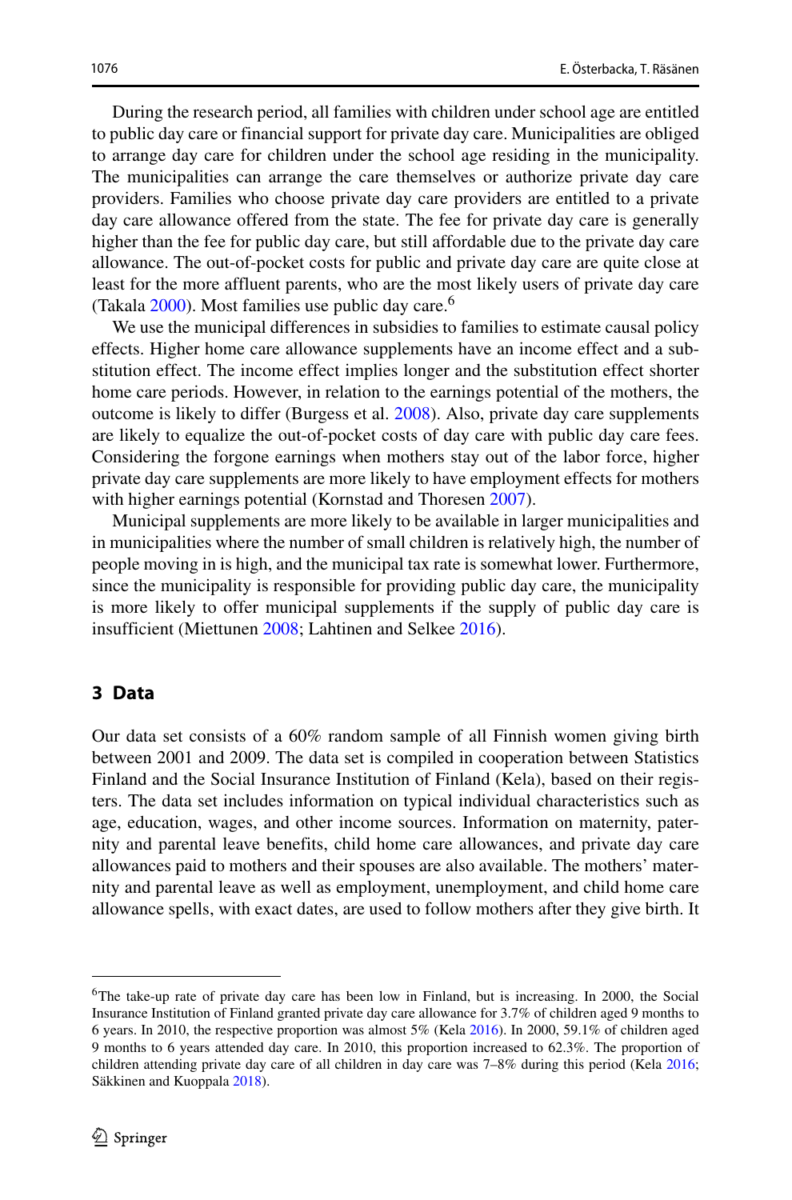During the research period, all families with children under school age are entitled to public day care or financial support for private day care. Municipalities are obliged to arrange day care for children under the school age residing in the municipality. The municipalities can arrange the care themselves or authorize private day care providers. Families who choose private day care providers are entitled to a private day care allowance offered from the state. The fee for private day care is generally higher than the fee for public day care, but still affordable due to the private day care allowance. The out-of-pocket costs for public and private day care are quite close at least for the more affluent parents, who are the most likely users of private day care (Takala 2000). Most families use public day care.[6]

We use the municipal differences in subsidies to families to estimate causal policy effects. Higher home care allowance supplements have an income effect and a substitution effect. The income effect implies longer and the substitution effect shorter home care periods. However, in relation to the earnings potential of the mothers, the outcome is likely to differ (Burgess et al. 2008). Also, private day care supplements are likely to equalize the out-of-pocket costs of day care with public day care fees. Considering the forgone earnings when mothers stay out of the labor force, higher private day care supplements are more likely to have employment effects for mothers with higher earnings potential (Kornstad and Thoresen 2007).

Municipal supplements are more likely to be available in larger municipalities and in municipalities where the number of small children is relatively high, the number of people moving in is high, and the municipal tax rate is somewhat lower. Furthermore, since the municipality is responsible for providing public day care, the municipality is more likely to offer municipal supplements if the supply of public day care is insufficient (Miettunen 2008; Lahtinen and Selkee 2016).

## 3 Data

Our data set consists of a 60% random sample of all Finnish women giving birth between 2001 and 2009. The data set is compiled in cooperation between Statistics Finland and the Social Insurance Institution of Finland (Kela), based on their registers. The data set includes information on typical individual characteristics such as age, education, wages, and other income sources. Information on maternity, paternity and parental leave benefits, child home care allowances, and private day care allowances paid to mothers and their spouses are also available. The mothers' maternity and parental leave as well as employment, unemployment, and child home care allowance spells, with exact dates, are used to follow mothers after they give birth. It

[6]The take-up rate of private day care has been low in Finland, but is increasing. In 2000, the Social Insurance Institution of Finland granted private day care allowance for 3.7% of children aged 9 months to 6 years. In 2010, the respective proportion was almost 5% (Kela 2016). In 2000, 59.1% of children aged 9 months to 6 years attended day care. In 2010, this proportion increased to 62.3%. The proportion of children attending private day care of all children in day care was 7–8% during this period (Kela 2016; Säkkinen and Kuoppala 2018).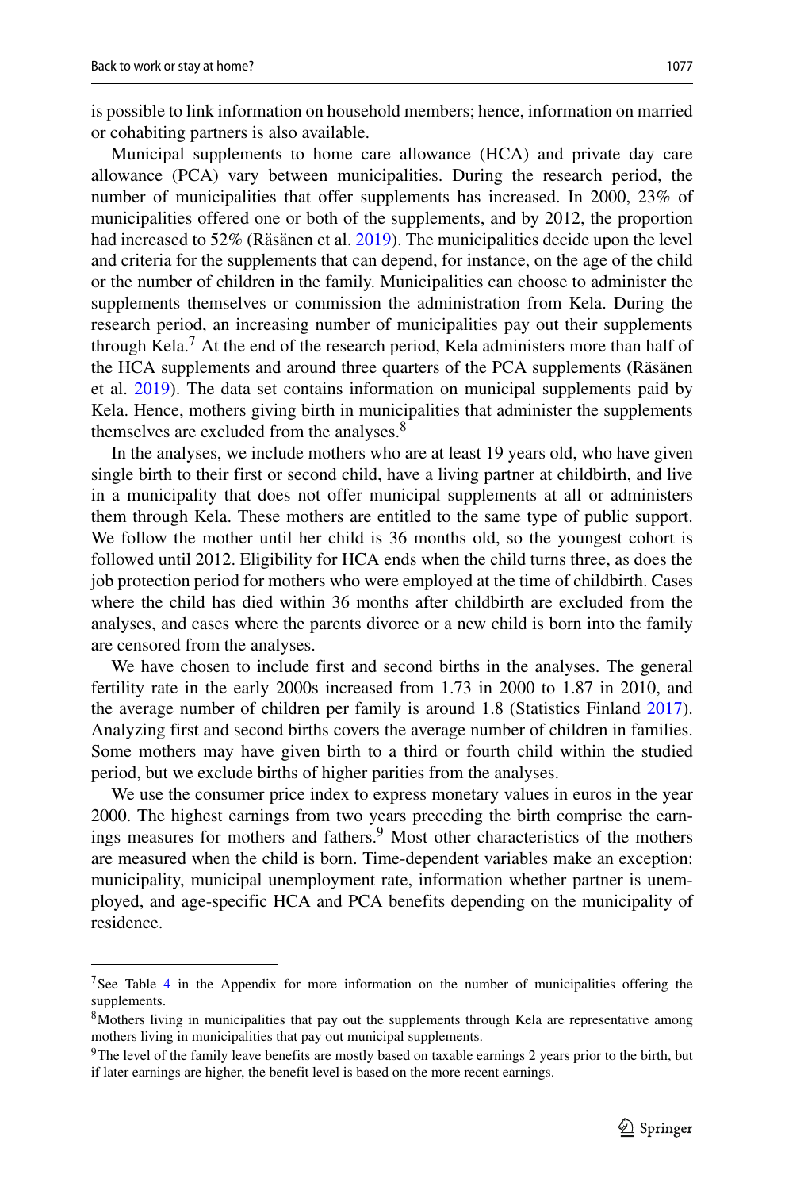is possible to link information on household members; hence, information on married or cohabiting partners is also available.

Municipal supplements to home care allowance (HCA) and private day care allowance (PCA) vary between municipalities. During the research period, the number of municipalities that offer supplements has increased. In 2000, 23% of municipalities offered one or both of the supplements, and by 2012, the proportion had increased to 52% (Räsänen et al. 2019). The municipalities decide upon the level and criteria for the supplements that can depend, for instance, on the age of the child or the number of children in the family. Municipalities can choose to administer the supplements themselves or commission the administration from Kela. During the research period, an increasing number of municipalities pay out their supplements through Kela.[7] At the end of the research period, Kela administers more than half of the HCA supplements and around three quarters of the PCA supplements (Räsänen et al. 2019). The data set contains information on municipal supplements paid by Kela. Hence, mothers giving birth in municipalities that administer the supplements themselves are excluded from the analyses.[8]

In the analyses, we include mothers who are at least 19 years old, who have given single birth to their first or second child, have a living partner at childbirth, and live in a municipality that does not offer municipal supplements at all or administers them through Kela. These mothers are entitled to the same type of public support. We follow the mother until her child is 36 months old, so the youngest cohort is followed until 2012. Eligibility for HCA ends when the child turns three, as does the job protection period for mothers who were employed at the time of childbirth. Cases where the child has died within 36 months after childbirth are excluded from the analyses, and cases where the parents divorce or a new child is born into the family are censored from the analyses.

We have chosen to include first and second births in the analyses. The general fertility rate in the early 2000s increased from 1.73 in 2000 to 1.87 in 2010, and the average number of children per family is around 1.8 (Statistics Finland 2017). Analyzing first and second births covers the average number of children in families. Some mothers may have given birth to a third or fourth child within the studied period, but we exclude births of higher parities from the analyses.

We use the consumer price index to express monetary values in euros in the year 2000. The highest earnings from two years preceding the birth comprise the earnings measures for mothers and fathers.[9] Most other characteristics of the mothers are measured when the child is born. Time-dependent variables make an exception: municipality, municipal unemployment rate, information whether partner is unemployed, and age-specific HCA and PCA benefits depending on the municipality of residence.

---

[7] See Table 4 in the Appendix for more information on the number of municipalities offering the supplements.

[8] Mothers living in municipalities that pay out the supplements through Kela are representative among mothers living in municipalities that pay out municipal supplements.

[9] The level of the family leave benefits are mostly based on taxable earnings 2 years prior to the birth, but if later earnings are higher, the benefit level is based on the more recent earnings.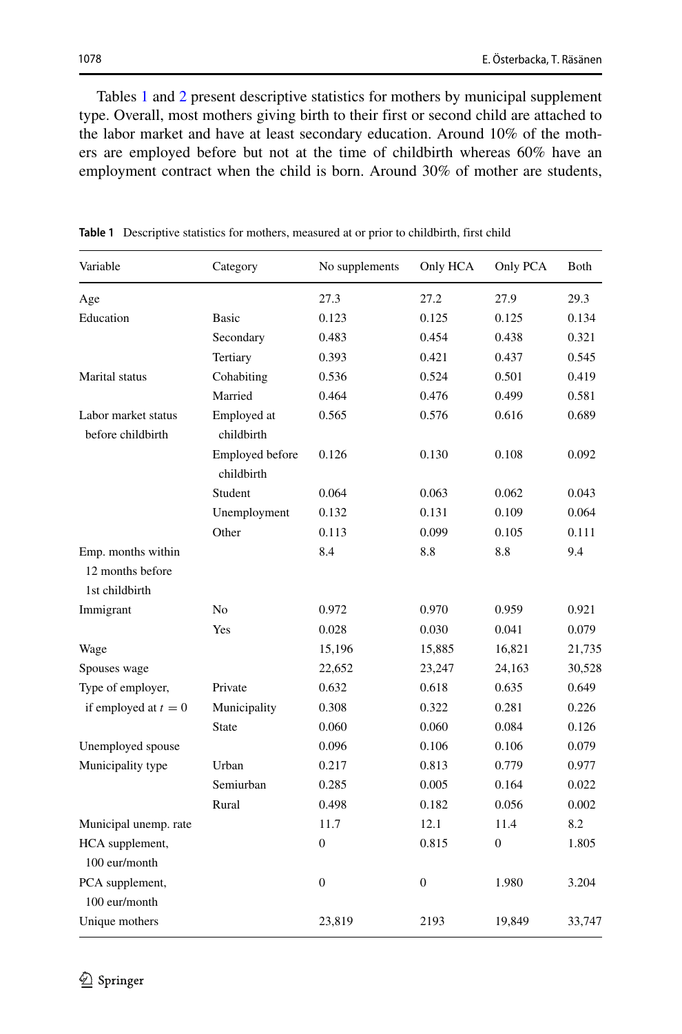Tables 1 and 2 present descriptive statistics for mothers by municipal supplement type. Overall, most mothers giving birth to their first or second child are attached to the labor market and have at least secondary education. Around 10% of the mothers are employed before but not at the time of childbirth whereas 60% have an employment contract when the child is born. Around 30% of mother are students,

**Table 1** Descriptive statistics for mothers, measured at or prior to childbirth, first child

| Variable | Category | No supplements | Only HCA | Only PCA | Both |
|---|---|---|---|---|---|
| Age | | 27.3 | 27.2 | 27.9 | 29.3 |
| Education | Basic | 0.123 | 0.125 | 0.125 | 0.134 |
| | Secondary | 0.483 | 0.454 | 0.438 | 0.321 |
| | Tertiary | 0.393 | 0.421 | 0.437 | 0.545 |
| Marital status | Cohabiting | 0.536 | 0.524 | 0.501 | 0.419 |
| | Married | 0.464 | 0.476 | 0.499 | 0.581 |
| Labor market status before childbirth | Employed at childbirth | 0.565 | 0.576 | 0.616 | 0.689 |
| | Employed before childbirth | 0.126 | 0.130 | 0.108 | 0.092 |
| | Student | 0.064 | 0.063 | 0.062 | 0.043 |
| | Unemployment | 0.132 | 0.131 | 0.109 | 0.064 |
| | Other | 0.113 | 0.099 | 0.105 | 0.111 |
| Emp. months within 12 months before 1st childbirth | | 8.4 | 8.8 | 8.8 | 9.4 |
| Immigrant | No | 0.972 | 0.970 | 0.959 | 0.921 |
| | Yes | 0.028 | 0.030 | 0.041 | 0.079 |
| Wage | | 15,196 | 15,885 | 16,821 | 21,735 |
| Spouses wage | | 22,652 | 23,247 | 24,163 | 30,528 |
| Type of employer, if employed at $t = 0$ | Private | 0.632 | 0.618 | 0.635 | 0.649 |
| | Municipality | 0.308 | 0.322 | 0.281 | 0.226 |
| | State | 0.060 | 0.060 | 0.084 | 0.126 |
| Unemployed spouse | | 0.096 | 0.106 | 0.106 | 0.079 |
| Municipality type | Urban | 0.217 | 0.813 | 0.779 | 0.977 |
| | Semiurban | 0.285 | 0.005 | 0.164 | 0.022 |
| | Rural | 0.498 | 0.182 | 0.056 | 0.002 |
| Municipal unemp. rate | | 11.7 | 12.1 | 11.4 | 8.2 |
| HCA supplement, 100 eur/month | | 0 | 0.815 | 0 | 1.805 |
| PCA supplement, 100 eur/month | | 0 | 0 | 1.980 | 3.204 |
| Unique mothers | | 23,819 | 2193 | 19,849 | 33,747 |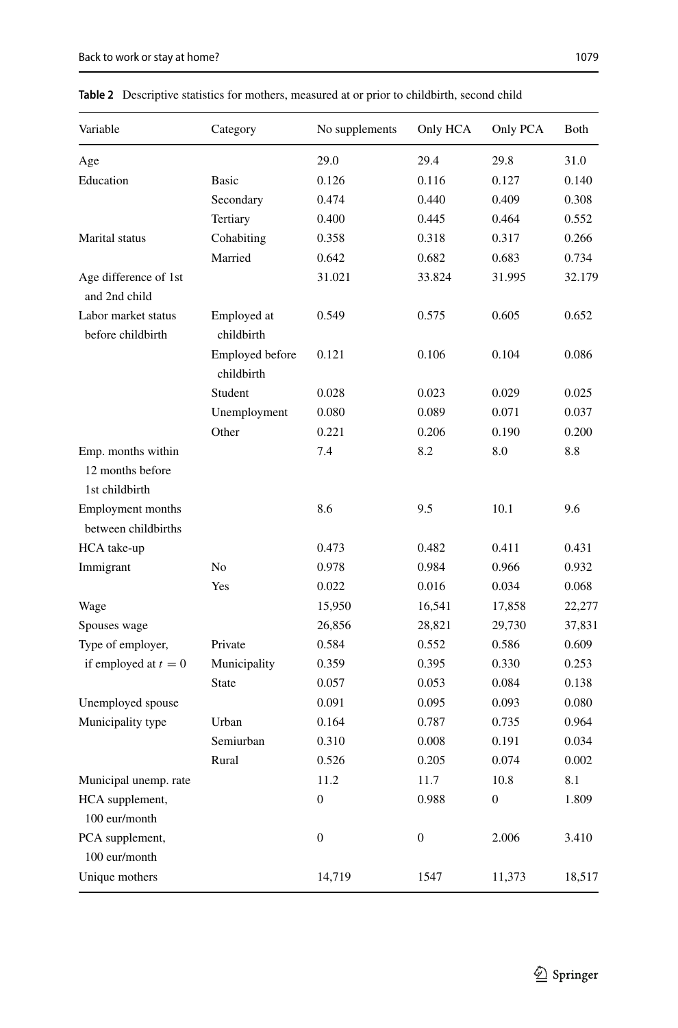**Table 2** Descriptive statistics for mothers, measured at or prior to childbirth, second child

| Variable | Category | No supplements | Only HCA | Only PCA | Both |
|---|---|---|---|---|---|
| Age | | 29.0 | 29.4 | 29.8 | 31.0 |
| Education | Basic | 0.126 | 0.116 | 0.127 | 0.140 |
| | Secondary | 0.474 | 0.440 | 0.409 | 0.308 |
| | Tertiary | 0.400 | 0.445 | 0.464 | 0.552 |
| Marital status | Cohabiting | 0.358 | 0.318 | 0.317 | 0.266 |
| | Married | 0.642 | 0.682 | 0.683 | 0.734 |
| Age difference of 1st and 2nd child | | 31.021 | 33.824 | 31.995 | 32.179 |
| Labor market status before childbirth | Employed at childbirth | 0.549 | 0.575 | 0.605 | 0.652 |
| | Employed before childbirth | 0.121 | 0.106 | 0.104 | 0.086 |
| | Student | 0.028 | 0.023 | 0.029 | 0.025 |
| | Unemployment | 0.080 | 0.089 | 0.071 | 0.037 |
| | Other | 0.221 | 0.206 | 0.190 | 0.200 |
| Emp. months within 12 months before 1st childbirth | | 7.4 | 8.2 | 8.0 | 8.8 |
| Employment months between childbirths | | 8.6 | 9.5 | 10.1 | 9.6 |
| HCA take-up | | 0.473 | 0.482 | 0.411 | 0.431 |
| Immigrant | No | 0.978 | 0.984 | 0.966 | 0.932 |
| | Yes | 0.022 | 0.016 | 0.034 | 0.068 |
| Wage | | 15,950 | 16,541 | 17,858 | 22,277 |
| Spouses wage | | 26,856 | 28,821 | 29,730 | 37,831 |
| Type of employer, if employed at $t = 0$ | Private | 0.584 | 0.552 | 0.586 | 0.609 |
| | Municipality | 0.359 | 0.395 | 0.330 | 0.253 |
| | State | 0.057 | 0.053 | 0.084 | 0.138 |
| Unemployed spouse | | 0.091 | 0.095 | 0.093 | 0.080 |
| Municipality type | Urban | 0.164 | 0.787 | 0.735 | 0.964 |
| | Semiurban | 0.310 | 0.008 | 0.191 | 0.034 |
| | Rural | 0.526 | 0.205 | 0.074 | 0.002 |
| Municipal unemp. rate | | 11.2 | 11.7 | 10.8 | 8.1 |
| HCA supplement, 100 eur/month | | 0 | 0.988 | 0 | 1.809 |
| PCA supplement, 100 eur/month | | 0 | 0 | 2.006 | 3.410 |
| Unique mothers | | 14,719 | 1547 | 11,373 | 18,517 |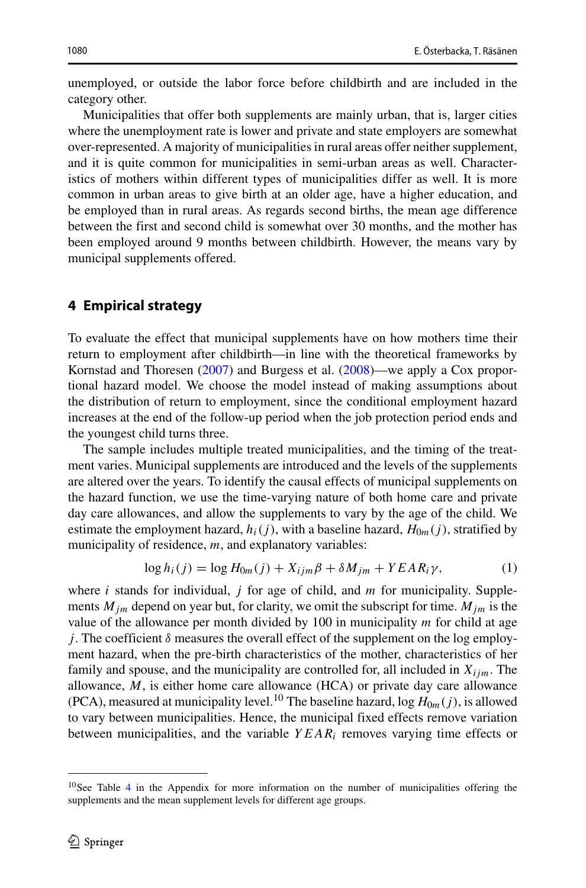unemployed, or outside the labor force before childbirth and are included in the category other.

Municipalities that offer both supplements are mainly urban, that is, larger cities where the unemployment rate is lower and private and state employers are somewhat over-represented. A majority of municipalities in rural areas offer neither supplement, and it is quite common for municipalities in semi-urban areas as well. Characteristics of mothers within different types of municipalities differ as well. It is more common in urban areas to give birth at an older age, have a higher education, and be employed than in rural areas. As regards second births, the mean age difference between the first and second child is somewhat over 30 months, and the mother has been employed around 9 months between childbirth. However, the means vary by municipal supplements offered.

## 4 Empirical strategy

To evaluate the effect that municipal supplements have on how mothers time their return to employment after childbirth—in line with the theoretical frameworks by Kornstad and Thoresen (2007) and Burgess et al. (2008)—we apply a Cox proportional hazard model. We choose the model instead of making assumptions about the distribution of return to employment, since the conditional employment hazard increases at the end of the follow-up period when the job protection period ends and the youngest child turns three.

The sample includes multiple treated municipalities, and the timing of the treatment varies. Municipal supplements are introduced and the levels of the supplements are altered over the years. To identify the causal effects of municipal supplements on the hazard function, we use the time-varying nature of both home care and private day care allowances, and allow the supplements to vary by the age of the child. We estimate the employment hazard, $h_i(j)$, with a baseline hazard, $H_{0m}(j)$, stratified by municipality of residence, $m$, and explanatory variables:

$$\log h_i(j) = \log H_{0m}(j) + X_{ijm}\beta + \delta M_{jm} + YEAR_i\gamma, \tag{1}$$

where $i$ stands for individual, $j$ for age of child, and $m$ for municipality. Supplements $M_{jm}$ depend on year but, for clarity, we omit the subscript for time. $M_{jm}$ is the value of the allowance per month divided by 100 in municipality $m$ for child at age $j$. The coefficient $\delta$ measures the overall effect of the supplement on the log employment hazard, when the pre-birth characteristics of the mother, characteristics of her family and spouse, and the municipality are controlled for, all included in $X_{ijm}$. The allowance, $M$, is either home care allowance (HCA) or private day care allowance (PCA), measured at municipality level.[10] The baseline hazard, $\log H_{0m}(j)$, is allowed to vary between municipalities. Hence, the municipal fixed effects remove variation between municipalities, and the variable $YEAR_i$ removes varying time effects or

[10] See Table 4 in the Appendix for more information on the number of municipalities offering the supplements and the mean supplement levels for different age groups.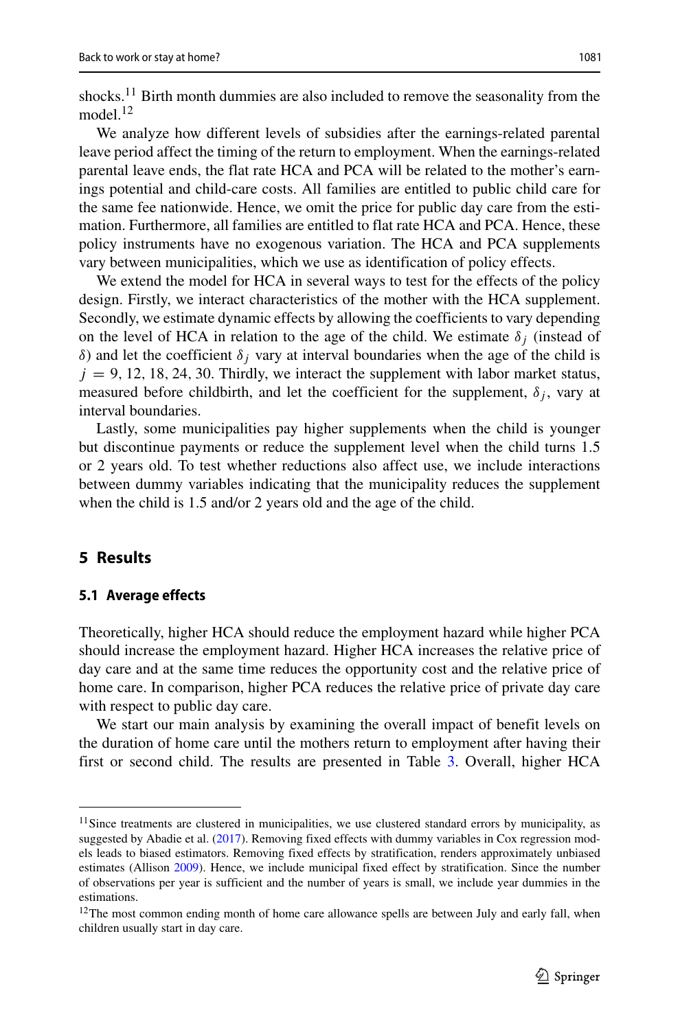shocks.[11] Birth month dummies are also included to remove the seasonality from the model.[12]

We analyze how different levels of subsidies after the earnings-related parental leave period affect the timing of the return to employment. When the earnings-related parental leave ends, the flat rate HCA and PCA will be related to the mother's earnings potential and child-care costs. All families are entitled to public child care for the same fee nationwide. Hence, we omit the price for public day care from the estimation. Furthermore, all families are entitled to flat rate HCA and PCA. Hence, these policy instruments have no exogenous variation. The HCA and PCA supplements vary between municipalities, which we use as identification of policy effects.

We extend the model for HCA in several ways to test for the effects of the policy design. Firstly, we interact characteristics of the mother with the HCA supplement. Secondly, we estimate dynamic effects by allowing the coefficients to vary depending on the level of HCA in relation to the age of the child. We estimate $\delta_j$ (instead of $\delta$) and let the coefficient $\delta_j$ vary at interval boundaries when the age of the child is $j = 9, 12, 18, 24, 30$. Thirdly, we interact the supplement with labor market status, measured before childbirth, and let the coefficient for the supplement, $\delta_j$, vary at interval boundaries.

Lastly, some municipalities pay higher supplements when the child is younger but discontinue payments or reduce the supplement level when the child turns 1.5 or 2 years old. To test whether reductions also affect use, we include interactions between dummy variables indicating that the municipality reduces the supplement when the child is 1.5 and/or 2 years old and the age of the child.

## 5 Results

### 5.1 Average effects

Theoretically, higher HCA should reduce the employment hazard while higher PCA should increase the employment hazard. Higher HCA increases the relative price of day care and at the same time reduces the opportunity cost and the relative price of home care. In comparison, higher PCA reduces the relative price of private day care with respect to public day care.

We start our main analysis by examining the overall impact of benefit levels on the duration of home care until the mothers return to employment after having their first or second child. The results are presented in Table 3. Overall, higher HCA

---

[11] Since treatments are clustered in municipalities, we use clustered standard errors by municipality, as suggested by Abadie et al. (2017). Removing fixed effects with dummy variables in Cox regression models leads to biased estimators. Removing fixed effects by stratification, renders approximately unbiased estimates (Allison 2009). Hence, we include municipal fixed effect by stratification. Since the number of observations per year is sufficient and the number of years is small, we include year dummies in the estimations.

[12] The most common ending month of home care allowance spells are between July and early fall, when children usually start in day care.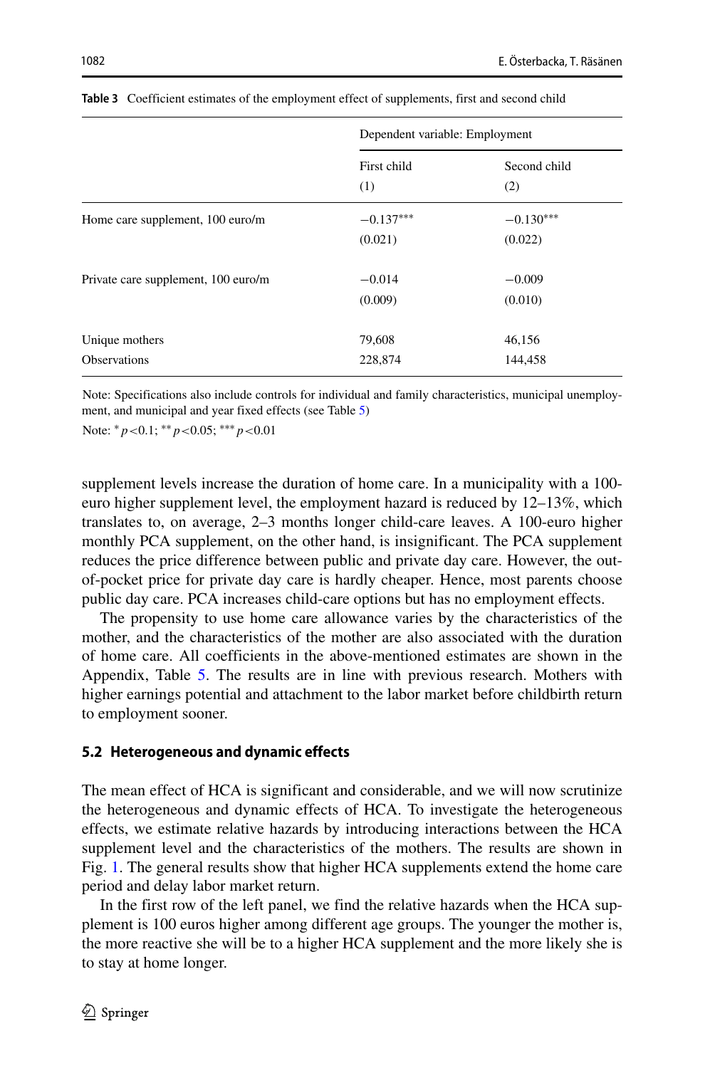**Table 3** Coefficient estimates of the employment effect of supplements, first and second child

| | Dependent variable: Employment | |
|---|---|---|
| | First child (1) | Second child (2) |
| Home care supplement, 100 euro/m | −0.137*** | −0.130*** |
| | (0.021) | (0.022) |
| Private care supplement, 100 euro/m | −0.014 | −0.009 |
| | (0.009) | (0.010) |
| Unique mothers | 79,608 | 46,156 |
| Observations | 228,874 | 144,458 |

Note: Specifications also include controls for individual and family characteristics, municipal unemployment, and municipal and year fixed effects (see Table 5)

Note: * $p<0.1$; ** $p<0.05$; *** $p<0.01$

supplement levels increase the duration of home care. In a municipality with a 100-euro higher supplement level, the employment hazard is reduced by 12–13%, which translates to, on average, 2–3 months longer child-care leaves. A 100-euro higher monthly PCA supplement, on the other hand, is insignificant. The PCA supplement reduces the price difference between public and private day care. However, the out-of-pocket price for private day care is hardly cheaper. Hence, most parents choose public day care. PCA increases child-care options but has no employment effects.

The propensity to use home care allowance varies by the characteristics of the mother, and the characteristics of the mother are also associated with the duration of home care. All coefficients in the above-mentioned estimates are shown in the Appendix, Table 5. The results are in line with previous research. Mothers with higher earnings potential and attachment to the labor market before childbirth return to employment sooner.

### 5.2 Heterogeneous and dynamic effects

The mean effect of HCA is significant and considerable, and we will now scrutinize the heterogeneous and dynamic effects of HCA. To investigate the heterogeneous effects, we estimate relative hazards by introducing interactions between the HCA supplement level and the characteristics of the mothers. The results are shown in Fig. 1. The general results show that higher HCA supplements extend the home care period and delay labor market return.

In the first row of the left panel, we find the relative hazards when the HCA supplement is 100 euros higher among different age groups. The younger the mother is, the more reactive she will be to a higher HCA supplement and the more likely she is to stay at home longer.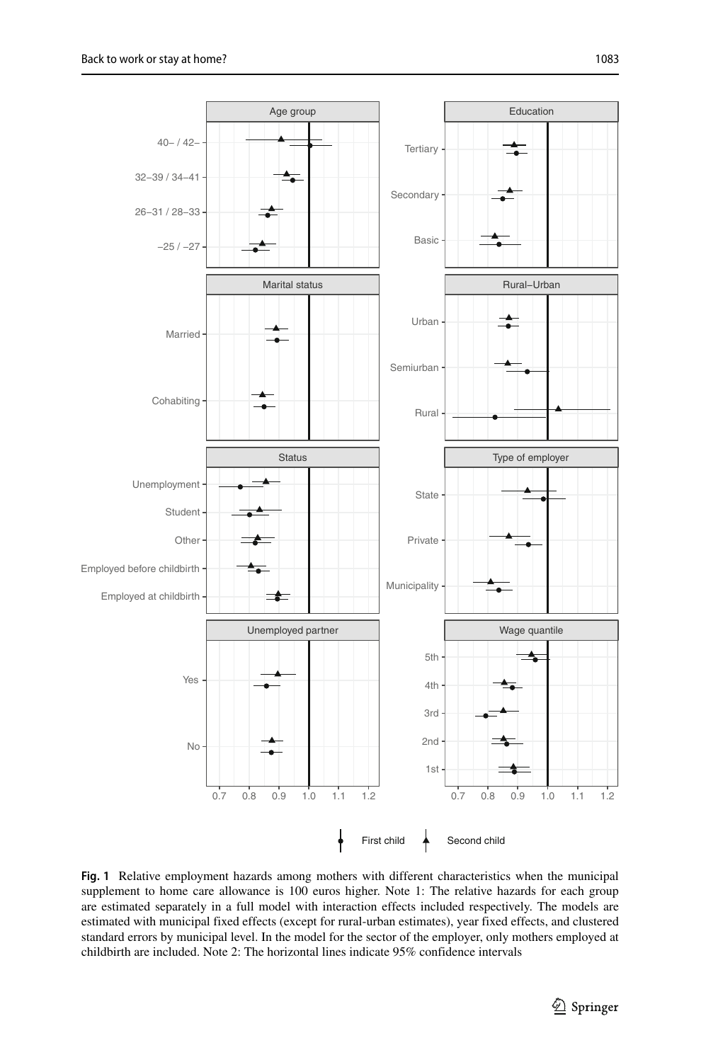**Fig. 1** Relative employment hazards among mothers with different characteristics when the municipal supplement to home care allowance is 100 euros higher. Note 1: The relative hazards for each group are estimated separately in a full model with interaction effects included respectively. The models are estimated with municipal fixed effects (except for rural-urban estimates), year fixed effects, and clustered standard errors by municipal level. In the model for the sector of the employer, only mothers employed at childbirth are included. Note 2: The horizontal lines indicate 95% confidence intervals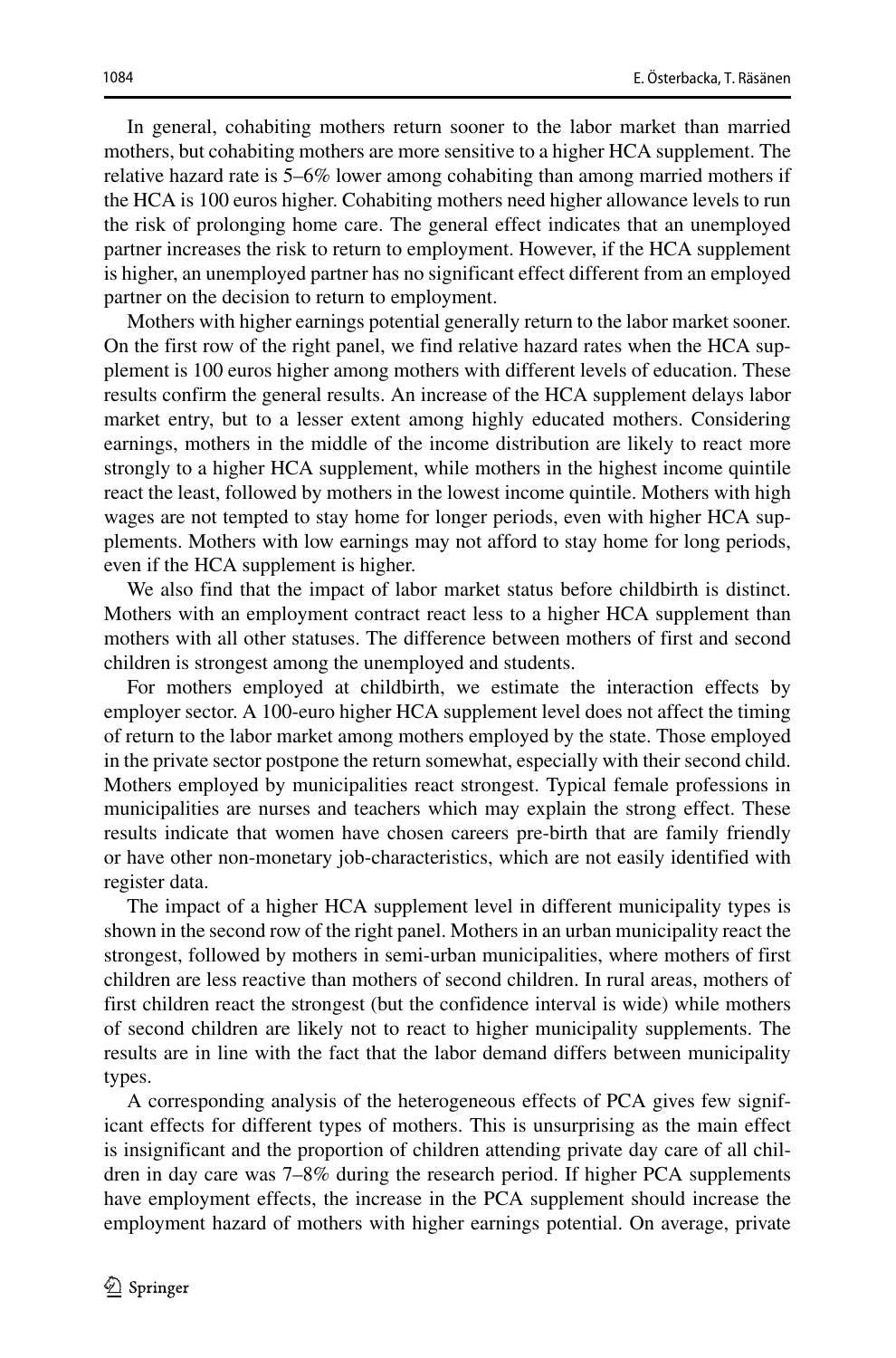In general, cohabiting mothers return sooner to the labor market than married mothers, but cohabiting mothers are more sensitive to a higher HCA supplement. The relative hazard rate is 5–6% lower among cohabiting than among married mothers if the HCA is 100 euros higher. Cohabiting mothers need higher allowance levels to run the risk of prolonging home care. The general effect indicates that an unemployed partner increases the risk to return to employment. However, if the HCA supplement is higher, an unemployed partner has no significant effect different from an employed partner on the decision to return to employment.

Mothers with higher earnings potential generally return to the labor market sooner. On the first row of the right panel, we find relative hazard rates when the HCA supplement is 100 euros higher among mothers with different levels of education. These results confirm the general results. An increase of the HCA supplement delays labor market entry, but to a lesser extent among highly educated mothers. Considering earnings, mothers in the middle of the income distribution are likely to react more strongly to a higher HCA supplement, while mothers in the highest income quintile react the least, followed by mothers in the lowest income quintile. Mothers with high wages are not tempted to stay home for longer periods, even with higher HCA supplements. Mothers with low earnings may not afford to stay home for long periods, even if the HCA supplement is higher.

We also find that the impact of labor market status before childbirth is distinct. Mothers with an employment contract react less to a higher HCA supplement than mothers with all other statuses. The difference between mothers of first and second children is strongest among the unemployed and students.

For mothers employed at childbirth, we estimate the interaction effects by employer sector. A 100-euro higher HCA supplement level does not affect the timing of return to the labor market among mothers employed by the state. Those employed in the private sector postpone the return somewhat, especially with their second child. Mothers employed by municipalities react strongest. Typical female professions in municipalities are nurses and teachers which may explain the strong effect. These results indicate that women have chosen careers pre-birth that are family friendly or have other non-monetary job-characteristics, which are not easily identified with register data.

The impact of a higher HCA supplement level in different municipality types is shown in the second row of the right panel. Mothers in an urban municipality react the strongest, followed by mothers in semi-urban municipalities, where mothers of first children are less reactive than mothers of second children. In rural areas, mothers of first children react the strongest (but the confidence interval is wide) while mothers of second children are likely not to react to higher municipality supplements. The results are in line with the fact that the labor demand differs between municipality types.

A corresponding analysis of the heterogeneous effects of PCA gives few significant effects for different types of mothers. This is unsurprising as the main effect is insignificant and the proportion of children attending private day care of all children in day care was 7–8% during the research period. If higher PCA supplements have employment effects, the increase in the PCA supplement should increase the employment hazard of mothers with higher earnings potential. On average, private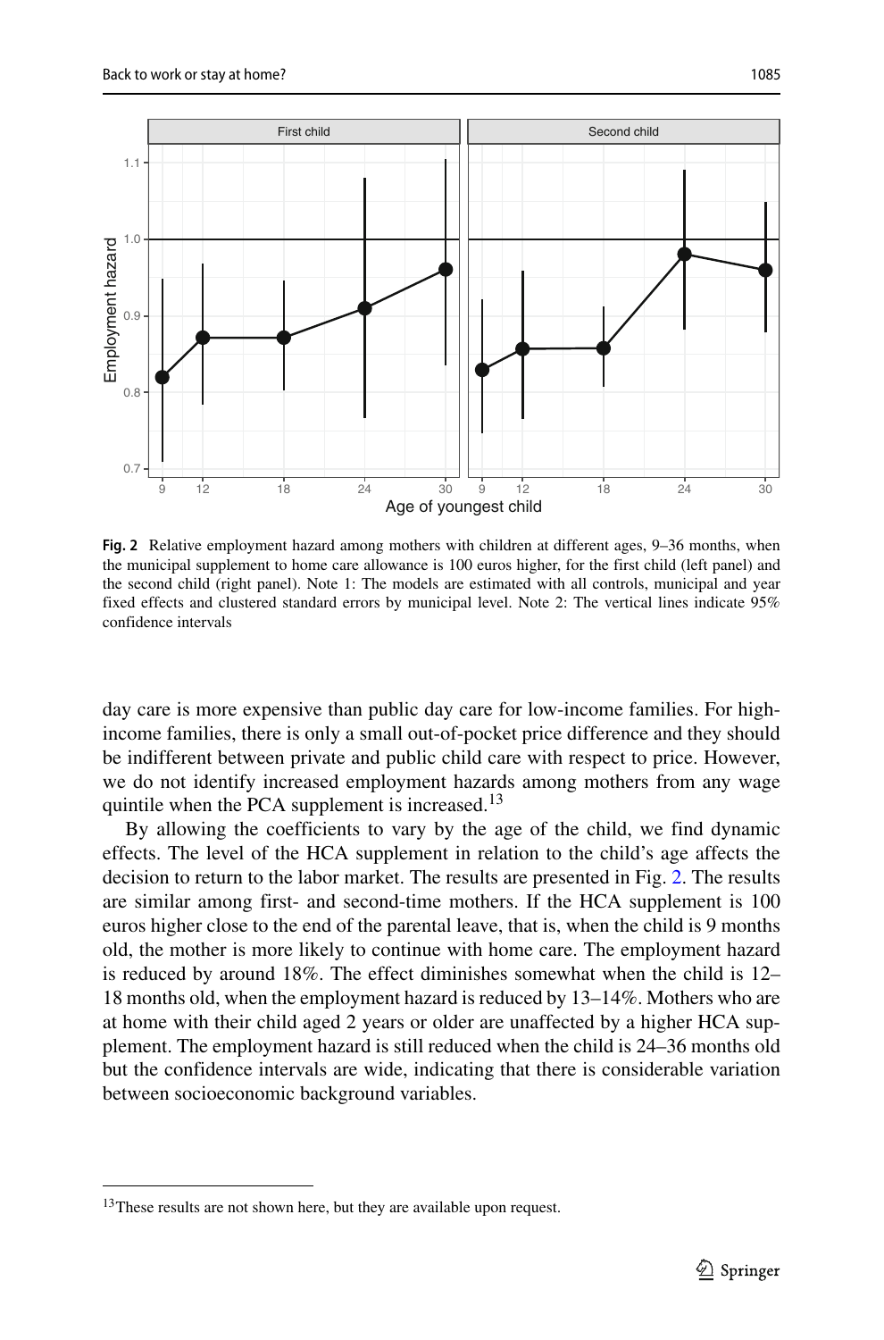**Fig. 2** Relative employment hazard among mothers with children at different ages, 9–36 months, when the municipal supplement to home care allowance is 100 euros higher, for the first child (left panel) and the second child (right panel). Note 1: The models are estimated with all controls, municipal and year fixed effects and clustered standard errors by municipal level. Note 2: The vertical lines indicate 95% confidence intervals

day care is more expensive than public day care for low-income families. For high-income families, there is only a small out-of-pocket price difference and they should be indifferent between private and public child care with respect to price. However, we do not identify increased employment hazards among mothers from any wage quintile when the PCA supplement is increased.[13]

By allowing the coefficients to vary by the age of the child, we find dynamic effects. The level of the HCA supplement in relation to the child's age affects the decision to return to the labor market. The results are presented in Fig. 2. The results are similar among first- and second-time mothers. If the HCA supplement is 100 euros higher close to the end of the parental leave, that is, when the child is 9 months old, the mother is more likely to continue with home care. The employment hazard is reduced by around 18%. The effect diminishes somewhat when the child is 12–18 months old, when the employment hazard is reduced by 13–14%. Mothers who are at home with their child aged 2 years or older are unaffected by a higher HCA supplement. The employment hazard is still reduced when the child is 24–36 months old but the confidence intervals are wide, indicating that there is considerable variation between socioeconomic background variables.

[13]These results are not shown here, but they are available upon request.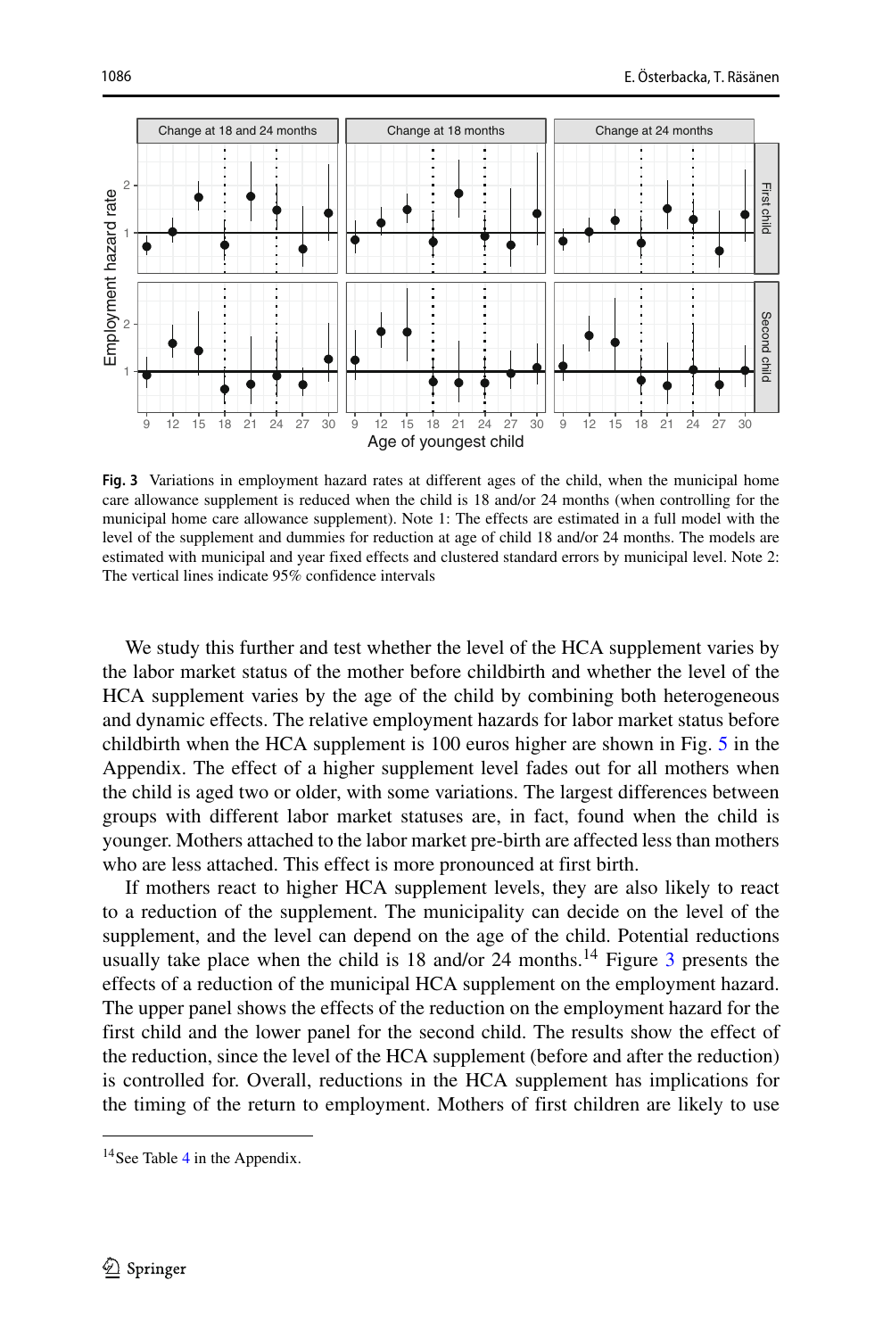**Fig. 3** Variations in employment hazard rates at different ages of the child, when the municipal home care allowance supplement is reduced when the child is 18 and/or 24 months (when controlling for the municipal home care allowance supplement). Note 1: The effects are estimated in a full model with the level of the supplement and dummies for reduction at age of child 18 and/or 24 months. The models are estimated with municipal and year fixed effects and clustered standard errors by municipal level. Note 2: The vertical lines indicate 95% confidence intervals

We study this further and test whether the level of the HCA supplement varies by the labor market status of the mother before childbirth and whether the level of the HCA supplement varies by the age of the child by combining both heterogeneous and dynamic effects. The relative employment hazards for labor market status before childbirth when the HCA supplement is 100 euros higher are shown in Fig. 5 in the Appendix. The effect of a higher supplement level fades out for all mothers when the child is aged two or older, with some variations. The largest differences between groups with different labor market statuses are, in fact, found when the child is younger. Mothers attached to the labor market pre-birth are affected less than mothers who are less attached. This effect is more pronounced at first birth.

If mothers react to higher HCA supplement levels, they are also likely to react to a reduction of the supplement. The municipality can decide on the level of the supplement, and the level can depend on the age of the child. Potential reductions usually take place when the child is 18 and/or 24 months.[14] Figure 3 presents the effects of a reduction of the municipal HCA supplement on the employment hazard. The upper panel shows the effects of the reduction on the employment hazard for the first child and the lower panel for the second child. The results show the effect of the reduction, since the level of the HCA supplement (before and after the reduction) is controlled for. Overall, reductions in the HCA supplement has implications for the timing of the return to employment. Mothers of first children are likely to use

[14] See Table 4 in the Appendix.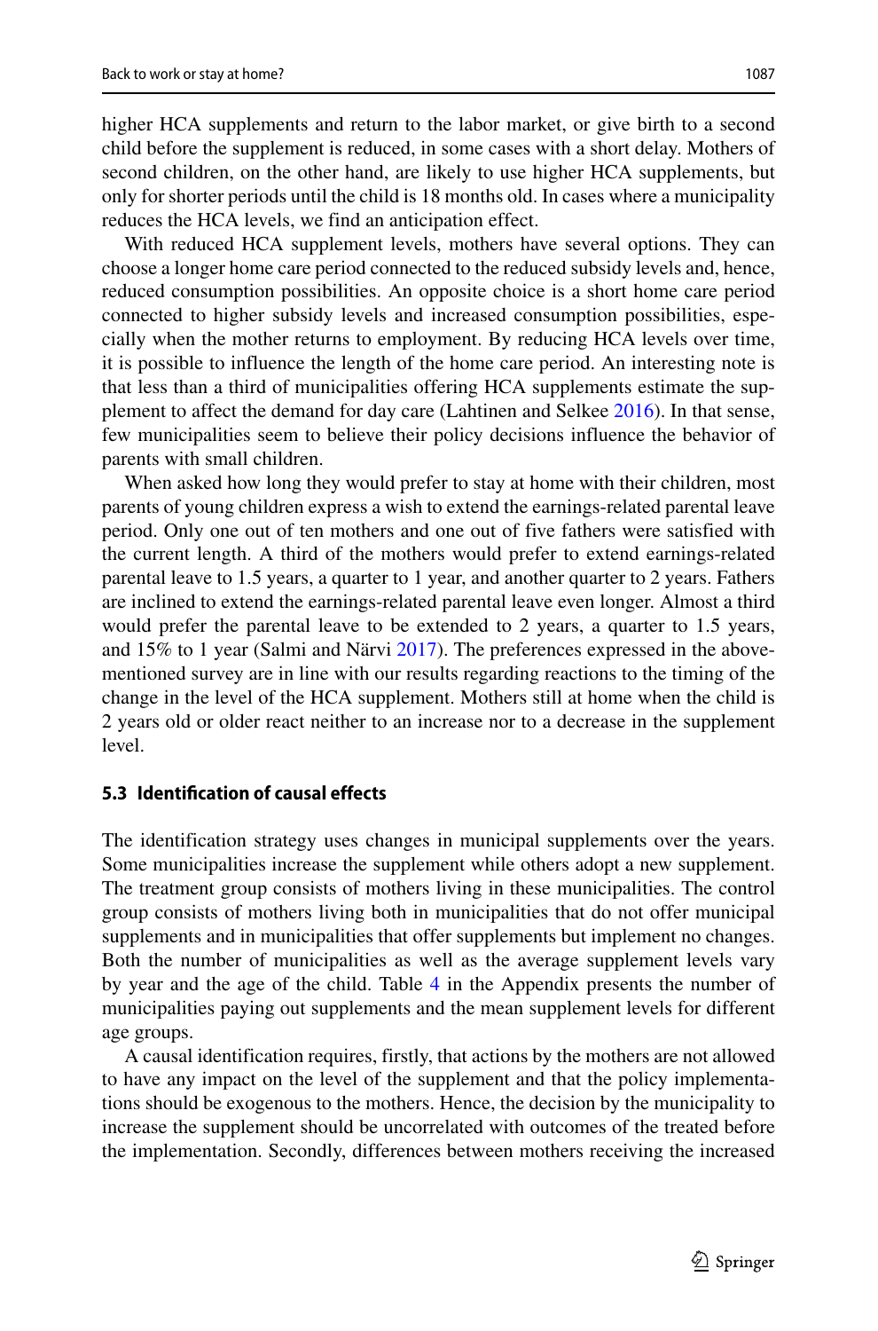higher HCA supplements and return to the labor market, or give birth to a second child before the supplement is reduced, in some cases with a short delay. Mothers of second children, on the other hand, are likely to use higher HCA supplements, but only for shorter periods until the child is 18 months old. In cases where a municipality reduces the HCA levels, we find an anticipation effect.

With reduced HCA supplement levels, mothers have several options. They can choose a longer home care period connected to the reduced subsidy levels and, hence, reduced consumption possibilities. An opposite choice is a short home care period connected to higher subsidy levels and increased consumption possibilities, especially when the mother returns to employment. By reducing HCA levels over time, it is possible to influence the length of the home care period. An interesting note is that less than a third of municipalities offering HCA supplements estimate the supplement to affect the demand for day care (Lahtinen and Selkee 2016). In that sense, few municipalities seem to believe their policy decisions influence the behavior of parents with small children.

When asked how long they would prefer to stay at home with their children, most parents of young children express a wish to extend the earnings-related parental leave period. Only one out of ten mothers and one out of five fathers were satisfied with the current length. A third of the mothers would prefer to extend earnings-related parental leave to 1.5 years, a quarter to 1 year, and another quarter to 2 years. Fathers are inclined to extend the earnings-related parental leave even longer. Almost a third would prefer the parental leave to be extended to 2 years, a quarter to 1.5 years, and 15% to 1 year (Salmi and Närvi 2017). The preferences expressed in the above-mentioned survey are in line with our results regarding reactions to the timing of the change in the level of the HCA supplement. Mothers still at home when the child is 2 years old or older react neither to an increase nor to a decrease in the supplement level.

### 5.3 Identification of causal effects

The identification strategy uses changes in municipal supplements over the years. Some municipalities increase the supplement while others adopt a new supplement. The treatment group consists of mothers living in these municipalities. The control group consists of mothers living both in municipalities that do not offer municipal supplements and in municipalities that offer supplements but implement no changes. Both the number of municipalities as well as the average supplement levels vary by year and the age of the child. Table 4 in the Appendix presents the number of municipalities paying out supplements and the mean supplement levels for different age groups.

A causal identification requires, firstly, that actions by the mothers are not allowed to have any impact on the level of the supplement and that the policy implementations should be exogenous to the mothers. Hence, the decision by the municipality to increase the supplement should be uncorrelated with outcomes of the treated before the implementation. Secondly, differences between mothers receiving the increased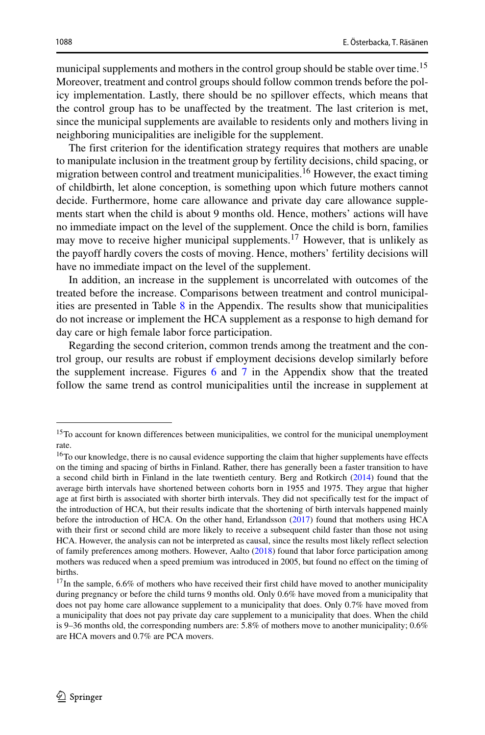municipal supplements and mothers in the control group should be stable over time.[15] Moreover, treatment and control groups should follow common trends before the policy implementation. Lastly, there should be no spillover effects, which means that the control group has to be unaffected by the treatment. The last criterion is met, since the municipal supplements are available to residents only and mothers living in neighboring municipalities are ineligible for the supplement.

The first criterion for the identification strategy requires that mothers are unable to manipulate inclusion in the treatment group by fertility decisions, child spacing, or migration between control and treatment municipalities.[16] However, the exact timing of childbirth, let alone conception, is something upon which future mothers cannot decide. Furthermore, home care allowance and private day care allowance supplements start when the child is about 9 months old. Hence, mothers' actions will have no immediate impact on the level of the supplement. Once the child is born, families may move to receive higher municipal supplements.[17] However, that is unlikely as the payoff hardly covers the costs of moving. Hence, mothers' fertility decisions will have no immediate impact on the level of the supplement.

In addition, an increase in the supplement is uncorrelated with outcomes of the treated before the increase. Comparisons between treatment and control municipalities are presented in Table 8 in the Appendix. The results show that municipalities do not increase or implement the HCA supplement as a response to high demand for day care or high female labor force participation.

Regarding the second criterion, common trends among the treatment and the control group, our results are robust if employment decisions develop similarly before the supplement increase. Figures 6 and 7 in the Appendix show that the treated follow the same trend as control municipalities until the increase in supplement at

---

[15] To account for known differences between municipalities, we control for the municipal unemployment rate.

[16] To our knowledge, there is no causal evidence supporting the claim that higher supplements have effects on the timing and spacing of births in Finland. Rather, there has generally been a faster transition to have a second child birth in Finland in the late twentieth century. Berg and Rotkirch (2014) found that the average birth intervals have shortened between cohorts born in 1955 and 1975. They argue that higher age at first birth is associated with shorter birth intervals. They did not specifically test for the impact of the introduction of HCA, but their results indicate that the shortening of birth intervals happened mainly before the introduction of HCA. On the other hand, Erlandsson (2017) found that mothers using HCA with their first or second child are more likely to receive a subsequent child faster than those not using HCA. However, the analysis can not be interpreted as causal, since the results most likely reflect selection of family preferences among mothers. However, Aalto (2018) found that labor force participation among mothers was reduced when a speed premium was introduced in 2005, but found no effect on the timing of births.

[17] In the sample, 6.6% of mothers who have received their first child have moved to another municipality during pregnancy or before the child turns 9 months old. Only 0.6% have moved from a municipality that does not pay home care allowance supplement to a municipality that does. Only 0.7% have moved from a municipality that does not pay private day care supplement to a municipality that does. When the child is 9–36 months old, the corresponding numbers are: 5.8% of mothers move to another municipality; 0.6% are HCA movers and 0.7% are PCA movers.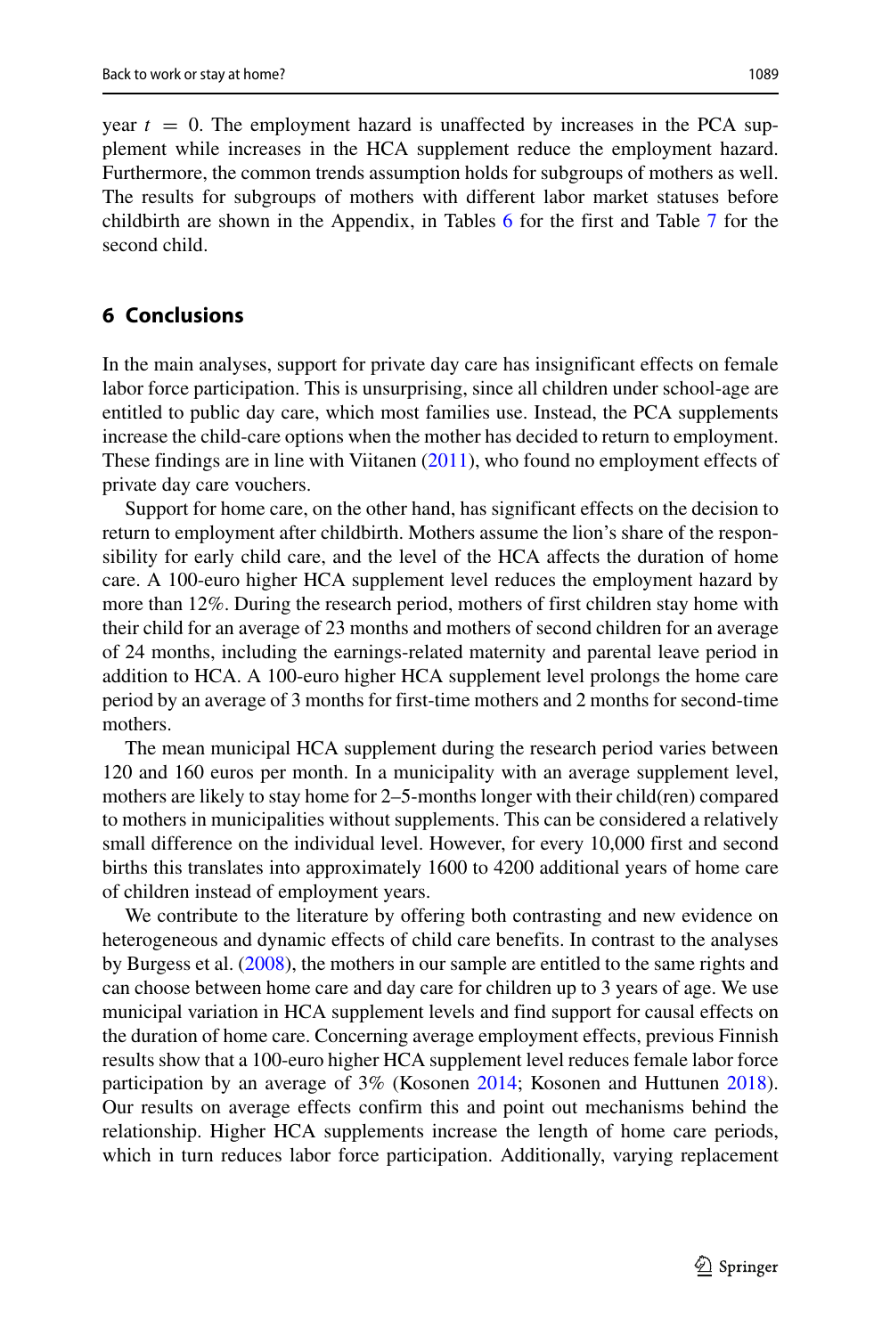year $t = 0$. The employment hazard is unaffected by increases in the PCA supplement while increases in the HCA supplement reduce the employment hazard. Furthermore, the common trends assumption holds for subgroups of mothers as well. The results for subgroups of mothers with different labor market statuses before childbirth are shown in the Appendix, in Tables 6 for the first and Table 7 for the second child.

## 6 Conclusions

In the main analyses, support for private day care has insignificant effects on female labor force participation. This is unsurprising, since all children under school-age are entitled to public day care, which most families use. Instead, the PCA supplements increase the child-care options when the mother has decided to return to employment. These findings are in line with Viitanen (2011), who found no employment effects of private day care vouchers.

Support for home care, on the other hand, has significant effects on the decision to return to employment after childbirth. Mothers assume the lion's share of the responsibility for early child care, and the level of the HCA affects the duration of home care. A 100-euro higher HCA supplement level reduces the employment hazard by more than 12%. During the research period, mothers of first children stay home with their child for an average of 23 months and mothers of second children for an average of 24 months, including the earnings-related maternity and parental leave period in addition to HCA. A 100-euro higher HCA supplement level prolongs the home care period by an average of 3 months for first-time mothers and 2 months for second-time mothers.

The mean municipal HCA supplement during the research period varies between 120 and 160 euros per month. In a municipality with an average supplement level, mothers are likely to stay home for 2–5-months longer with their child(ren) compared to mothers in municipalities without supplements. This can be considered a relatively small difference on the individual level. However, for every 10,000 first and second births this translates into approximately 1600 to 4200 additional years of home care of children instead of employment years.

We contribute to the literature by offering both contrasting and new evidence on heterogeneous and dynamic effects of child care benefits. In contrast to the analyses by Burgess et al. (2008), the mothers in our sample are entitled to the same rights and can choose between home care and day care for children up to 3 years of age. We use municipal variation in HCA supplement levels and find support for causal effects on the duration of home care. Concerning average employment effects, previous Finnish results show that a 100-euro higher HCA supplement level reduces female labor force participation by an average of 3% (Kosonen 2014; Kosonen and Huttunen 2018). Our results on average effects confirm this and point out mechanisms behind the relationship. Higher HCA supplements increase the length of home care periods, which in turn reduces labor force participation. Additionally, varying replacement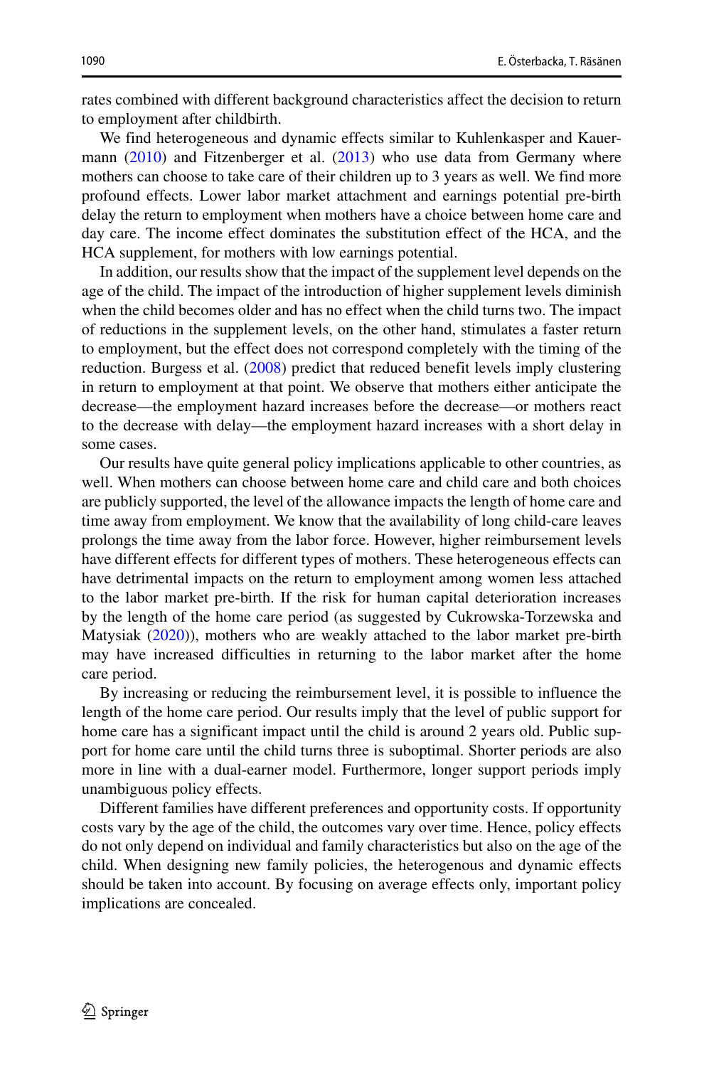rates combined with different background characteristics affect the decision to return to employment after childbirth.

We find heterogeneous and dynamic effects similar to Kuhlenkasper and Kauermann (2010) and Fitzenberger et al. (2013) who use data from Germany where mothers can choose to take care of their children up to 3 years as well. We find more profound effects. Lower labor market attachment and earnings potential pre-birth delay the return to employment when mothers have a choice between home care and day care. The income effect dominates the substitution effect of the HCA, and the HCA supplement, for mothers with low earnings potential.

In addition, our results show that the impact of the supplement level depends on the age of the child. The impact of the introduction of higher supplement levels diminish when the child becomes older and has no effect when the child turns two. The impact of reductions in the supplement levels, on the other hand, stimulates a faster return to employment, but the effect does not correspond completely with the timing of the reduction. Burgess et al. (2008) predict that reduced benefit levels imply clustering in return to employment at that point. We observe that mothers either anticipate the decrease—the employment hazard increases before the decrease—or mothers react to the decrease with delay—the employment hazard increases with a short delay in some cases.

Our results have quite general policy implications applicable to other countries, as well. When mothers can choose between home care and child care and both choices are publicly supported, the level of the allowance impacts the length of home care and time away from employment. We know that the availability of long child-care leaves prolongs the time away from the labor force. However, higher reimbursement levels have different effects for different types of mothers. These heterogeneous effects can have detrimental impacts on the return to employment among women less attached to the labor market pre-birth. If the risk for human capital deterioration increases by the length of the home care period (as suggested by Cukrowska-Torzewska and Matysiak (2020)), mothers who are weakly attached to the labor market pre-birth may have increased difficulties in returning to the labor market after the home care period.

By increasing or reducing the reimbursement level, it is possible to influence the length of the home care period. Our results imply that the level of public support for home care has a significant impact until the child is around 2 years old. Public support for home care until the child turns three is suboptimal. Shorter periods are also more in line with a dual-earner model. Furthermore, longer support periods imply unambiguous policy effects.

Different families have different preferences and opportunity costs. If opportunity costs vary by the age of the child, the outcomes vary over time. Hence, policy effects do not only depend on individual and family characteristics but also on the age of the child. When designing new family policies, the heterogenous and dynamic effects should be taken into account. By focusing on average effects only, important policy implications are concealed.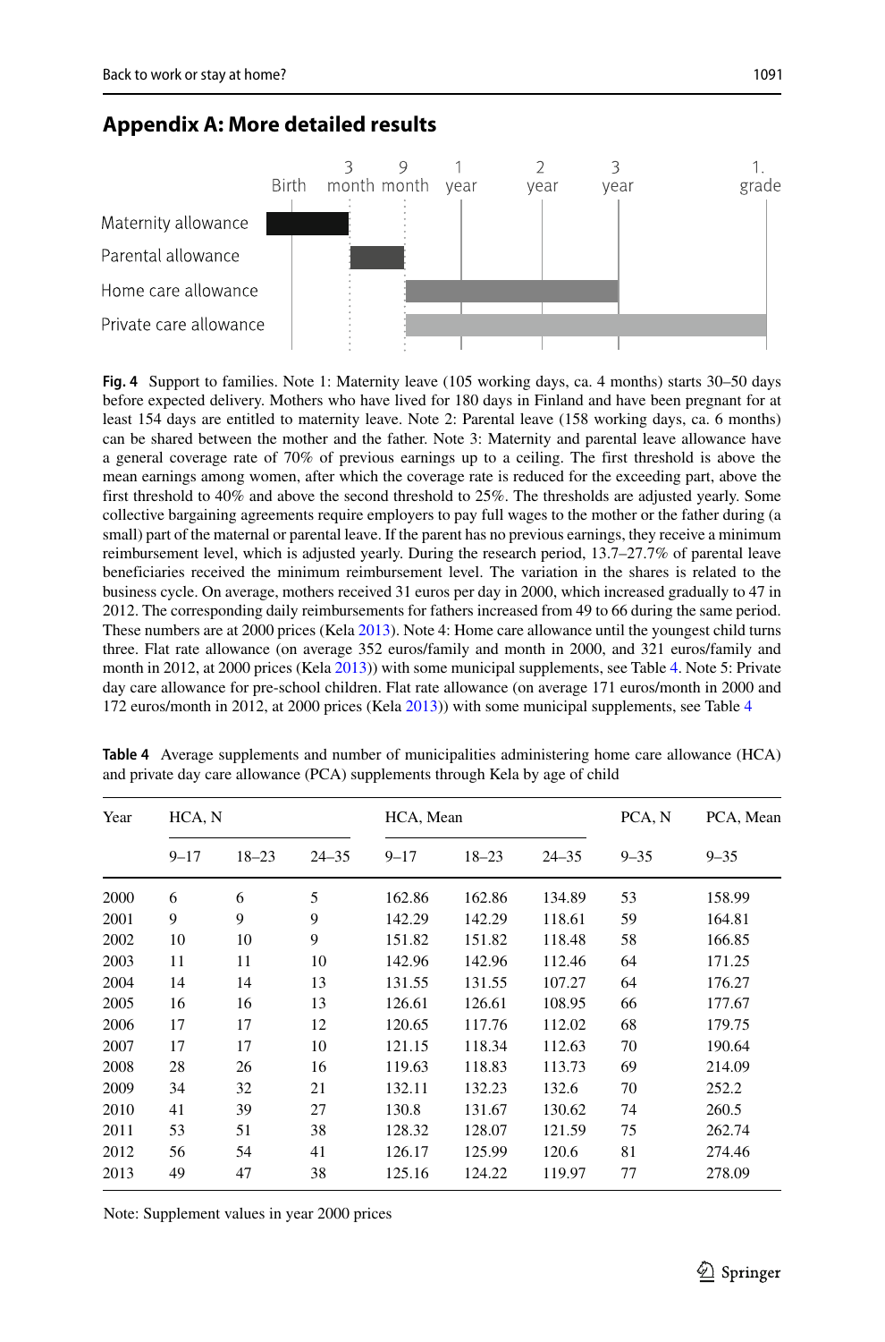## Appendix A: More detailed results

Birth | 3 month | 9 month | 1 year | 2 year | 3 year | 1. grade

Maternity allowance

Parental allowance

Home care allowance

Private care allowance

**Fig. 4** Support to families. Note 1: Maternity leave (105 working days, ca. 4 months) starts 30–50 days before expected delivery. Mothers who have lived for 180 days in Finland and have been pregnant for at least 154 days are entitled to maternity leave. Note 2: Parental leave (158 working days, ca. 6 months) can be shared between the mother and the father. Note 3: Maternity and parental leave allowance have a general coverage rate of 70% of previous earnings up to a ceiling. The first threshold is above the mean earnings among women, after which the coverage rate is reduced for the exceeding part, above the first threshold to 40% and above the second threshold to 25%. The thresholds are adjusted yearly. Some collective bargaining agreements require employers to pay full wages to the mother or the father during (a small) part of the maternal or parental leave. If the parent has no previous earnings, they receive a minimum reimbursement level, which is adjusted yearly. During the research period, 13.7–27.7% of parental leave beneficiaries received the minimum reimbursement level. The variation in the shares is related to the business cycle. On average, mothers received 31 euros per day in 2000, which increased gradually to 47 in 2012. The corresponding daily reimbursements for fathers increased from 49 to 66 during the same period. These numbers are at 2000 prices (Kela 2013). Note 4: Home care allowance until the youngest child turns three. Flat rate allowance (on average 352 euros/family and month in 2000, and 321 euros/family and month in 2012, at 2000 prices (Kela 2013)) with some municipal supplements, see Table 4. Note 5: Private day care allowance for pre-school children. Flat rate allowance (on average 171 euros/month in 2000 and 172 euros/month in 2012, at 2000 prices (Kela 2013)) with some municipal supplements, see Table 4

**Table 4** Average supplements and number of municipalities administering home care allowance (HCA) and private day care allowance (PCA) supplements through Kela by age of child

| Year | HCA, N | | | HCA, Mean | | | PCA, N | PCA, Mean |
|---|---|---|---|---|---|---|---|---|
| | 9–17 | 18–23 | 24–35 | 9–17 | 18–23 | 24–35 | 9–35 | 9–35 |
| 2000 | 6 | 6 | 5 | 162.86 | 162.86 | 134.89 | 53 | 158.99 |
| 2001 | 9 | 9 | 9 | 142.29 | 142.29 | 118.61 | 59 | 164.81 |
| 2002 | 10 | 10 | 9 | 151.82 | 151.82 | 118.48 | 58 | 166.85 |
| 2003 | 11 | 11 | 10 | 142.96 | 142.96 | 112.46 | 64 | 171.25 |
| 2004 | 14 | 14 | 13 | 131.55 | 131.55 | 107.27 | 64 | 176.27 |
| 2005 | 16 | 16 | 13 | 126.61 | 126.61 | 108.95 | 66 | 177.67 |
| 2006 | 17 | 17 | 12 | 120.65 | 117.76 | 112.02 | 68 | 179.75 |
| 2007 | 17 | 17 | 10 | 121.15 | 118.34 | 112.63 | 70 | 190.64 |
| 2008 | 28 | 26 | 16 | 119.63 | 118.83 | 113.73 | 69 | 214.09 |
| 2009 | 34 | 32 | 21 | 132.11 | 132.23 | 132.6 | 70 | 252.2 |
| 2010 | 41 | 39 | 27 | 130.8 | 131.67 | 130.62 | 74 | 260.5 |
| 2011 | 53 | 51 | 38 | 128.32 | 128.07 | 121.59 | 75 | 262.74 |
| 2012 | 56 | 54 | 41 | 126.17 | 125.99 | 120.6 | 81 | 274.46 |
| 2013 | 49 | 47 | 38 | 125.16 | 124.22 | 119.97 | 77 | 278.09 |

Note: Supplement values in year 2000 prices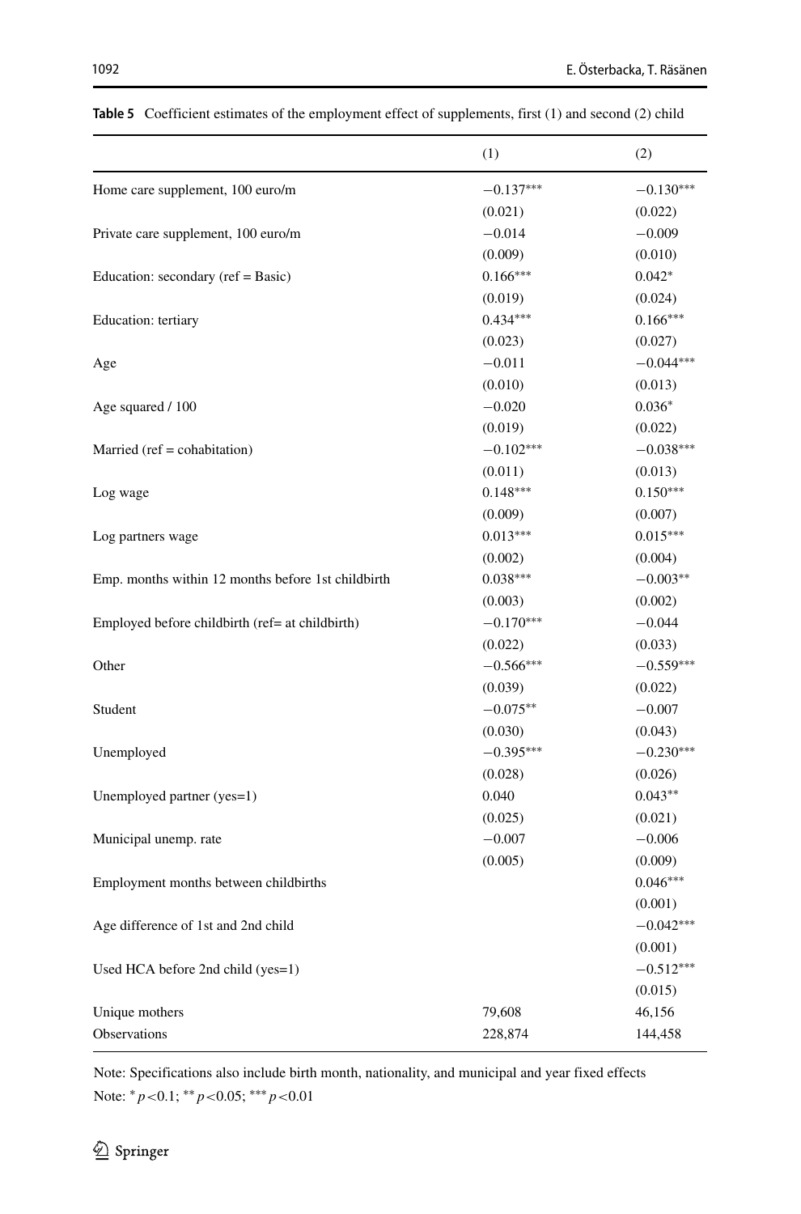**Table 5** Coefficient estimates of the employment effect of supplements, first (1) and second (2) child

| | (1) | (2) |
|---|---|---|
| Home care supplement, 100 euro/m | −0.137*** | −0.130*** |
| | (0.021) | (0.022) |
| Private care supplement, 100 euro/m | −0.014 | −0.009 |
| | (0.009) | (0.010) |
| Education: secondary (ref = Basic) | 0.166*** | 0.042* |
| | (0.019) | (0.024) |
| Education: tertiary | 0.434*** | 0.166*** |
| | (0.023) | (0.027) |
| Age | −0.011 | −0.044*** |
| | (0.010) | (0.013) |
| Age squared / 100 | −0.020 | 0.036* |
| | (0.019) | (0.022) |
| Married (ref = cohabitation) | −0.102*** | −0.038*** |
| | (0.011) | (0.013) |
| Log wage | 0.148*** | 0.150*** |
| | (0.009) | (0.007) |
| Log partners wage | 0.013*** | 0.015*** |
| | (0.002) | (0.004) |
| Emp. months within 12 months before 1st childbirth | 0.038*** | −0.003** |
| | (0.003) | (0.002) |
| Employed before childbirth (ref= at childbirth) | −0.170*** | −0.044 |
| | (0.022) | (0.033) |
| Other | −0.566*** | −0.559*** |
| | (0.039) | (0.022) |
| Student | −0.075** | −0.007 |
| | (0.030) | (0.043) |
| Unemployed | −0.395*** | −0.230*** |
| | (0.028) | (0.026) |
| Unemployed partner (yes=1) | 0.040 | 0.043** |
| | (0.025) | (0.021) |
| Municipal unemp. rate | −0.007 | −0.006 |
| | (0.005) | (0.009) |
| Employment months between childbirths | | 0.046*** |
| | | (0.001) |
| Age difference of 1st and 2nd child | | −0.042*** |
| | | (0.001) |
| Used HCA before 2nd child (yes=1) | | −0.512*** |
| | | (0.015) |
| Unique mothers | 79,608 | 46,156 |
| Observations | 228,874 | 144,458 |

Note: Specifications also include birth month, nationality, and municipal and year fixed effects

Note: * $p<0.1$; ** $p<0.05$; *** $p<0.01$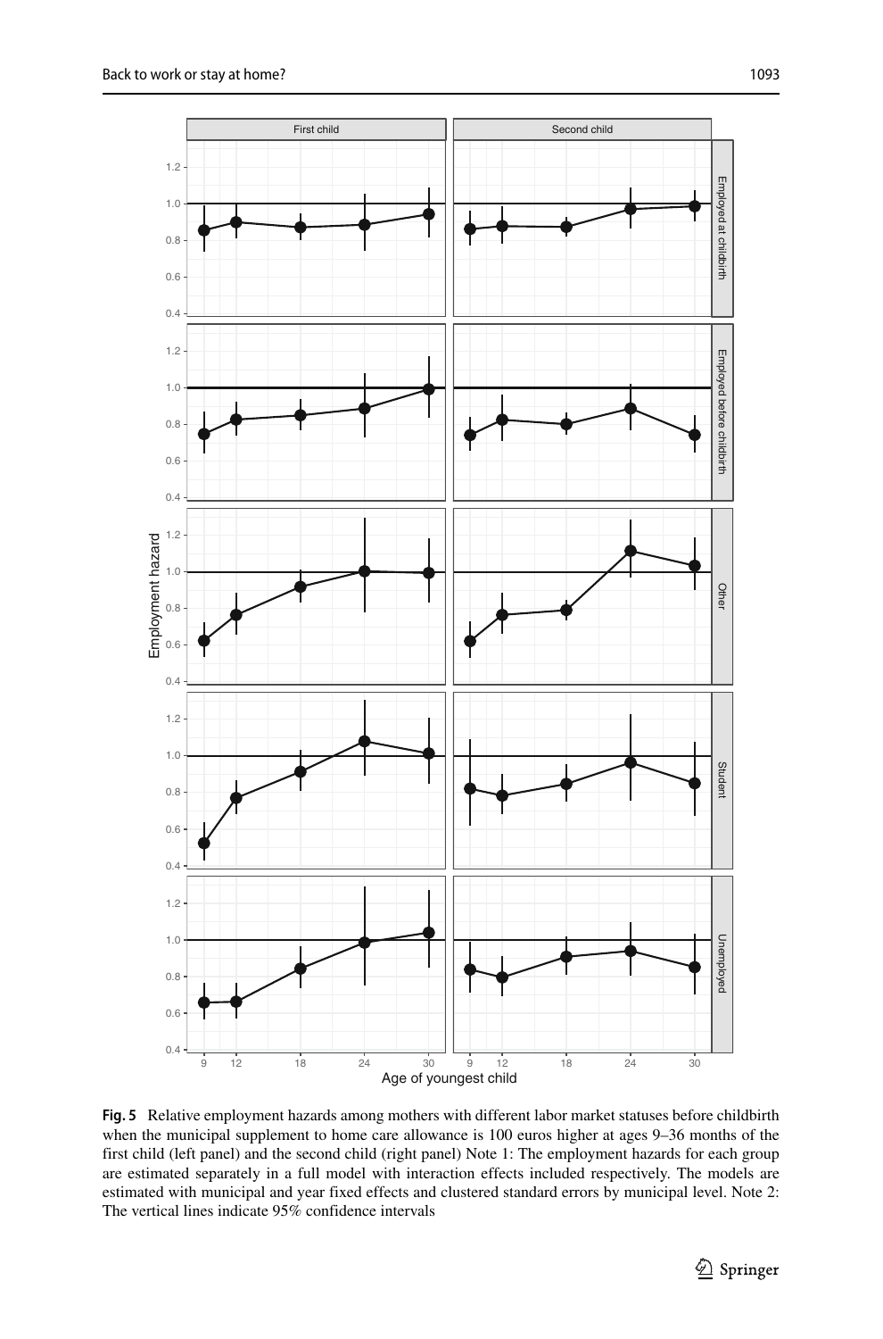**Fig. 5** Relative employment hazards among mothers with different labor market statuses before childbirth when the municipal supplement to home care allowance is 100 euros higher at ages 9–36 months of the first child (left panel) and the second child (right panel) Note 1: The employment hazards for each group are estimated separately in a full model with interaction effects included respectively. The models are estimated with municipal and year fixed effects and clustered standard errors by municipal level. Note 2: The vertical lines indicate 95% confidence intervals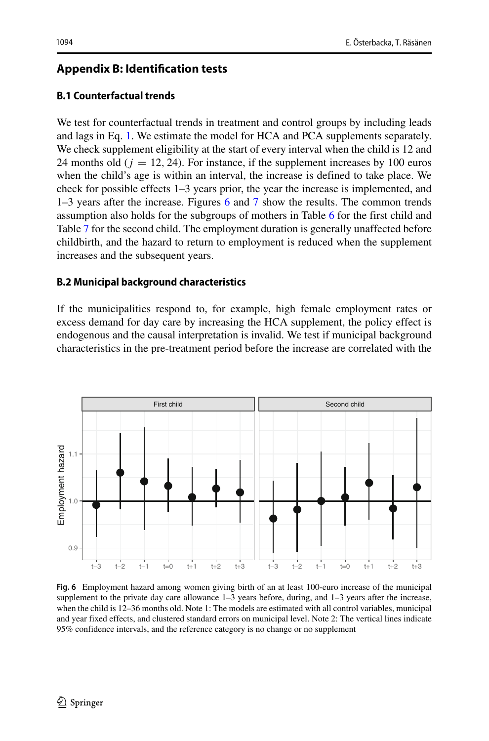## Appendix B: Identification tests

### B.1 Counterfactual trends

We test for counterfactual trends in treatment and control groups by including leads and lags in Eq. 1. We estimate the model for HCA and PCA supplements separately. We check supplement eligibility at the start of every interval when the child is 12 and 24 months old ($j = 12, 24$). For instance, if the supplement increases by 100 euros when the child's age is within an interval, the increase is defined to take place. We check for possible effects 1–3 years prior, the year the increase is implemented, and 1–3 years after the increase. Figures 6 and 7 show the results. The common trends assumption also holds for the subgroups of mothers in Table 6 for the first child and Table 7 for the second child. The employment duration is generally unaffected before childbirth, and the hazard to return to employment is reduced when the supplement increases and the subsequent years.

### B.2 Municipal background characteristics

If the municipalities respond to, for example, high female employment rates or excess demand for day care by increasing the HCA supplement, the policy effect is endogenous and the causal interpretation is invalid. We test if municipal background characteristics in the pre-treatment period before the increase are correlated with the

**Fig. 6** Employment hazard among women giving birth of an at least 100-euro increase of the municipal supplement to the private day care allowance 1–3 years before, during, and 1–3 years after the increase, when the child is 12–36 months old. Note 1: The models are estimated with all control variables, municipal and year fixed effects, and clustered standard errors on municipal level. Note 2: The vertical lines indicate 95% confidence intervals, and the reference category is no change or no supplement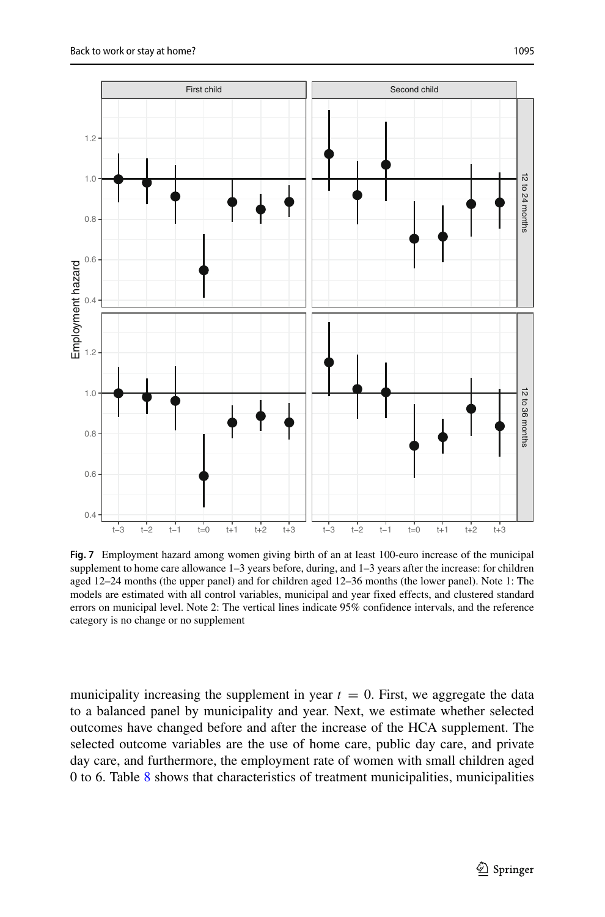**Fig. 7** Employment hazard among women giving birth of an at least 100-euro increase of the municipal supplement to home care allowance 1–3 years before, during, and 1–3 years after the increase: for children aged 12–24 months (the upper panel) and for children aged 12–36 months (the lower panel). Note 1: The models are estimated with all control variables, municipal and year fixed effects, and clustered standard errors on municipal level. Note 2: The vertical lines indicate 95% confidence intervals, and the reference category is no change or no supplement

municipality increasing the supplement in year $t = 0$. First, we aggregate the data to a balanced panel by municipality and year. Next, we estimate whether selected outcomes have changed before and after the increase of the HCA supplement. The selected outcome variables are the use of home care, public day care, and private day care, and furthermore, the employment rate of women with small children aged 0 to 6. Table 8 shows that characteristics of treatment municipalities, municipalities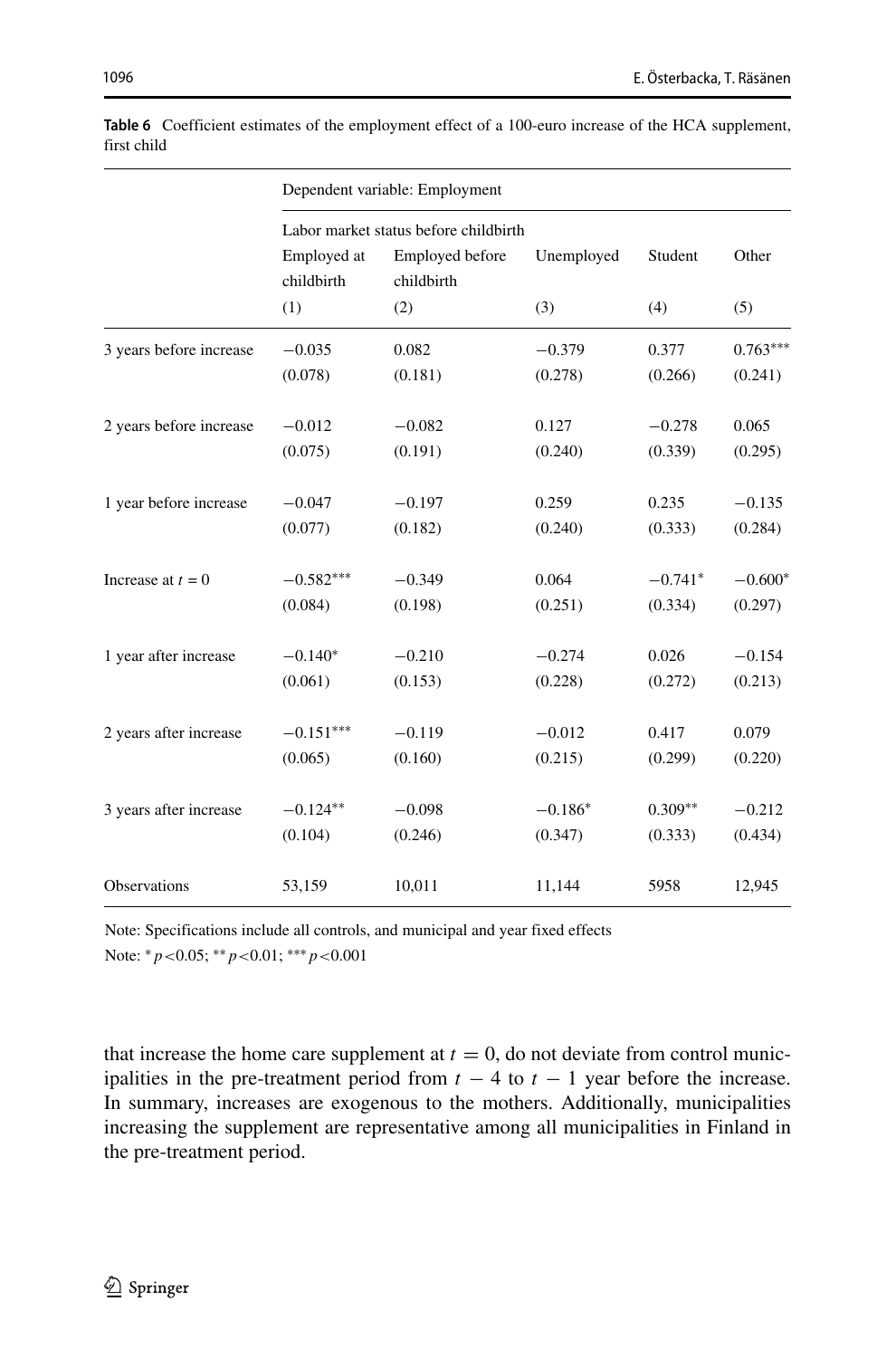**Table 6** Coefficient estimates of the employment effect of a 100-euro increase of the HCA supplement, first child

| | Dependent variable: Employment | | | | |
|---|---|---|---|---|---|
| | Labor market status before childbirth | | | | |
| | Employed at childbirth | Employed before childbirth | Unemployed | Student | Other |
| | (1) | (2) | (3) | (4) | (5) |
| 3 years before increase | −0.035 | 0.082 | −0.379 | 0.377 | 0.763*** |
| | (0.078) | (0.181) | (0.278) | (0.266) | (0.241) |
| 2 years before increase | −0.012 | −0.082 | 0.127 | −0.278 | 0.065 |
| | (0.075) | (0.191) | (0.240) | (0.339) | (0.295) |
| 1 year before increase | −0.047 | −0.197 | 0.259 | 0.235 | −0.135 |
| | (0.077) | (0.182) | (0.240) | (0.333) | (0.284) |
| Increase at $t = 0$ | −0.582*** | −0.349 | 0.064 | −0.741* | −0.600* |
| | (0.084) | (0.198) | (0.251) | (0.334) | (0.297) |
| 1 year after increase | −0.140* | −0.210 | −0.274 | 0.026 | −0.154 |
| | (0.061) | (0.153) | (0.228) | (0.272) | (0.213) |
| 2 years after increase | −0.151*** | −0.119 | −0.012 | 0.417 | 0.079 |
| | (0.065) | (0.160) | (0.215) | (0.299) | (0.220) |
| 3 years after increase | −0.124** | −0.098 | −0.186* | 0.309** | −0.212 |
| | (0.104) | (0.246) | (0.347) | (0.333) | (0.434) |
| Observations | 53,159 | 10,011 | 11,144 | 5958 | 12,945 |

Note: Specifications include all controls, and municipal and year fixed effects

Note: * $p<0.05$; ** $p<0.01$; *** $p<0.001$

that increase the home care supplement at $t = 0$, do not deviate from control municipalities in the pre-treatment period from $t - 4$ to $t - 1$ year before the increase. In summary, increases are exogenous to the mothers. Additionally, municipalities increasing the supplement are representative among all municipalities in Finland in the pre-treatment period.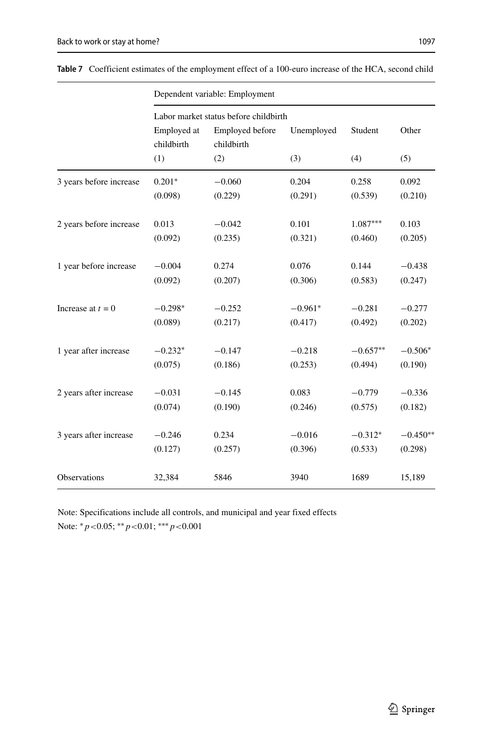**Table 7** Coefficient estimates of the employment effect of a 100-euro increase of the HCA, second child

| | Dependent variable: Employment | | | | |
|---|---|---|---|---|---|
| | Labor market status before childbirth | | | | |
| | Employed at childbirth | Employed before childbirth | Unemployed | Student | Other |
| | (1) | (2) | (3) | (4) | (5) |
| 3 years before increase | 0.201* | −0.060 | 0.204 | 0.258 | 0.092 |
| | (0.098) | (0.229) | (0.291) | (0.539) | (0.210) |
| 2 years before increase | 0.013 | −0.042 | 0.101 | 1.087*** | 0.103 |
| | (0.092) | (0.235) | (0.321) | (0.460) | (0.205) |
| 1 year before increase | −0.004 | 0.274 | 0.076 | 0.144 | −0.438 |
| | (0.092) | (0.207) | (0.306) | (0.583) | (0.247) |
| Increase at $t = 0$ | −0.298* | −0.252 | −0.961* | −0.281 | −0.277 |
| | (0.089) | (0.217) | (0.417) | (0.492) | (0.202) |
| 1 year after increase | −0.232* | −0.147 | −0.218 | −0.657** | −0.506* |
| | (0.075) | (0.186) | (0.253) | (0.494) | (0.190) |
| 2 years after increase | −0.031 | −0.145 | 0.083 | −0.779 | −0.336 |
| | (0.074) | (0.190) | (0.246) | (0.575) | (0.182) |
| 3 years after increase | −0.246 | 0.234 | −0.016 | −0.312* | −0.450** |
| | (0.127) | (0.257) | (0.396) | (0.533) | (0.298) |
| Observations | 32,384 | 5846 | 3940 | 1689 | 15,189 |

Note: Specifications include all controls, and municipal and year fixed effects

Note: * $p < 0.05$; ** $p < 0.01$; *** $p < 0.001$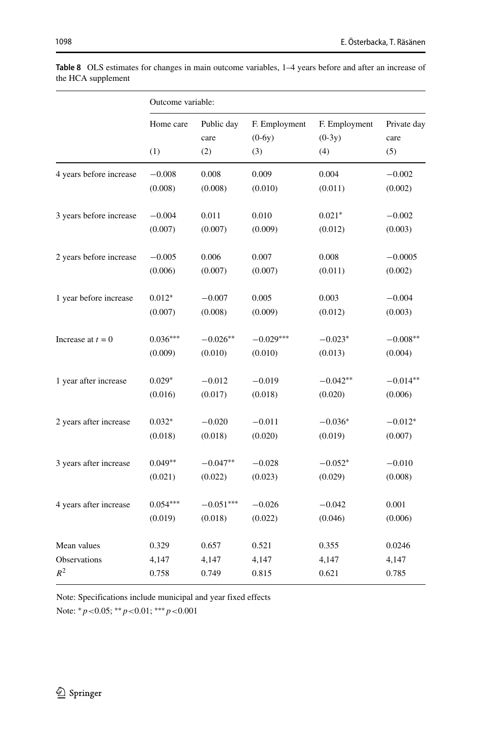**Table 8** OLS estimates for changes in main outcome variables, 1–4 years before and after an increase of the HCA supplement

| | Outcome variable: | | | | |
|---|---|---|---|---|---|
| | Home care | Public day care | F. Employment (0-6y) | F. Employment (0-3y) | Private day care |
| | (1) | (2) | (3) | (4) | (5) |
| 4 years before increase | −0.008 | 0.008 | 0.009 | 0.004 | −0.002 |
| | (0.008) | (0.008) | (0.010) | (0.011) | (0.002) |
| 3 years before increase | −0.004 | 0.011 | 0.010 | 0.021* | −0.002 |
| | (0.007) | (0.007) | (0.009) | (0.012) | (0.003) |
| 2 years before increase | −0.005 | 0.006 | 0.007 | 0.008 | −0.0005 |
| | (0.006) | (0.007) | (0.007) | (0.011) | (0.002) |
| 1 year before increase | 0.012* | −0.007 | 0.005 | 0.003 | −0.004 |
| | (0.007) | (0.008) | (0.009) | (0.012) | (0.003) |
| Increase at $t = 0$ | 0.036*** | −0.026** | −0.029*** | −0.023* | −0.008** |
| | (0.009) | (0.010) | (0.010) | (0.013) | (0.004) |
| 1 year after increase | 0.029* | −0.012 | −0.019 | −0.042** | −0.014** |
| | (0.016) | (0.017) | (0.018) | (0.020) | (0.006) |
| 2 years after increase | 0.032* | −0.020 | −0.011 | −0.036* | −0.012* |
| | (0.018) | (0.018) | (0.020) | (0.019) | (0.007) |
| 3 years after increase | 0.049** | −0.047** | −0.028 | −0.052* | −0.010 |
| | (0.021) | (0.022) | (0.023) | (0.029) | (0.008) |
| 4 years after increase | 0.054*** | −0.051*** | −0.026 | −0.042 | 0.001 |
| | (0.019) | (0.018) | (0.022) | (0.046) | (0.006) |
| Mean values | 0.329 | 0.657 | 0.521 | 0.355 | 0.0246 |
| Observations | 4,147 | 4,147 | 4,147 | 4,147 | 4,147 |
| $R^2$ | 0.758 | 0.749 | 0.815 | 0.621 | 0.785 |

Note: Specifications include municipal and year fixed effects

Note: * $p<0.05$; ** $p<0.01$; *** $p<0.001$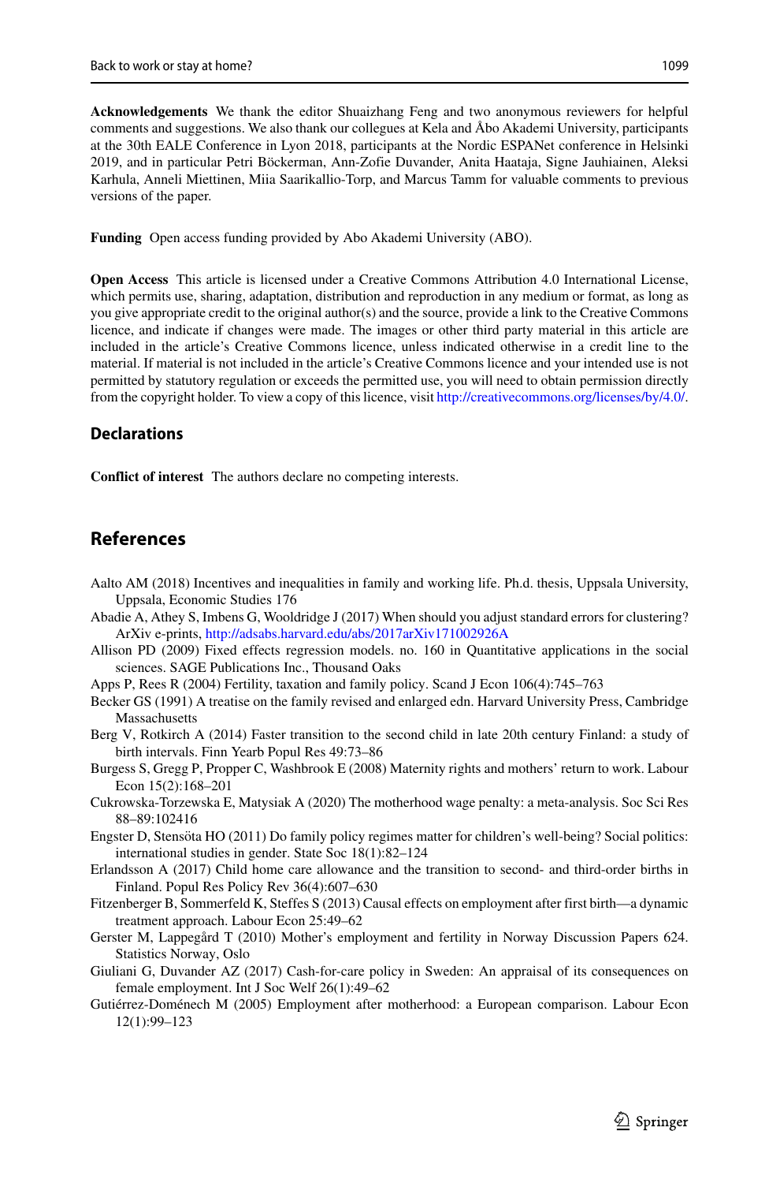**Acknowledgements** We thank the editor Shuaizhang Feng and two anonymous reviewers for helpful comments and suggestions. We also thank our collegues at Kela and Åbo Akademi University, participants at the 30th EALE Conference in Lyon 2018, participants at the Nordic ESPANet conference in Helsinki 2019, and in particular Petri Böckerman, Ann-Zofie Duvander, Anita Haataja, Signe Jauhiainen, Aleksi Karhula, Anneli Miettinen, Miia Saarikallio-Torp, and Marcus Tamm for valuable comments to previous versions of the paper.

**Funding** Open access funding provided by Abo Akademi University (ABO).

**Open Access** This article is licensed under a Creative Commons Attribution 4.0 International License, which permits use, sharing, adaptation, distribution and reproduction in any medium or format, as long as you give appropriate credit to the original author(s) and the source, provide a link to the Creative Commons licence, and indicate if changes were made. The images or other third party material in this article are included in the article's Creative Commons licence, unless indicated otherwise in a credit line to the material. If material is not included in the article's Creative Commons licence and your intended use is not permitted by statutory regulation or exceeds the permitted use, you will need to obtain permission directly from the copyright holder. To view a copy of this licence, visit http://creativecommons.org/licenses/by/4.0/.

## Declarations

**Conflict of interest** The authors declare no competing interests.

## References

Aalto AM (2018) Incentives and inequalities in family and working life. Ph.d. thesis, Uppsala University, Uppsala, Economic Studies 176

Abadie A, Athey S, Imbens G, Wooldridge J (2017) When should you adjust standard errors for clustering? ArXiv e-prints, http://adsabs.harvard.edu/abs/2017arXiv171002926A

Allison PD (2009) Fixed effects regression models. no. 160 in Quantitative applications in the social sciences. SAGE Publications Inc., Thousand Oaks

Apps P, Rees R (2004) Fertility, taxation and family policy. Scand J Econ 106(4):745–763

Becker GS (1991) A treatise on the family revised and enlarged edn. Harvard University Press, Cambridge Massachusetts

Berg V, Rotkirch A (2014) Faster transition to the second child in late 20th century Finland: a study of birth intervals. Finn Yearb Popul Res 49:73–86

Burgess S, Gregg P, Propper C, Washbrook E (2008) Maternity rights and mothers' return to work. Labour Econ 15(2):168–201

Cukrowska-Torzewska E, Matysiak A (2020) The motherhood wage penalty: a meta-analysis. Soc Sci Res 88–89:102416

Engster D, Stensöta HO (2011) Do family policy regimes matter for children's well-being? Social politics: international studies in gender. State Soc 18(1):82–124

Erlandsson A (2017) Child home care allowance and the transition to second- and third-order births in Finland. Popul Res Policy Rev 36(4):607–630

Fitzenberger B, Sommerfeld K, Steffes S (2013) Causal effects on employment after first birth—a dynamic treatment approach. Labour Econ 25:49–62

Gerster M, Lappegård T (2010) Mother's employment and fertility in Norway Discussion Papers 624. Statistics Norway, Oslo

Giuliani G, Duvander AZ (2017) Cash-for-care policy in Sweden: An appraisal of its consequences on female employment. Int J Soc Welf 26(1):49–62

Gutiérrez-Doménech M (2005) Employment after motherhood: a European comparison. Labour Econ 12(1):99–123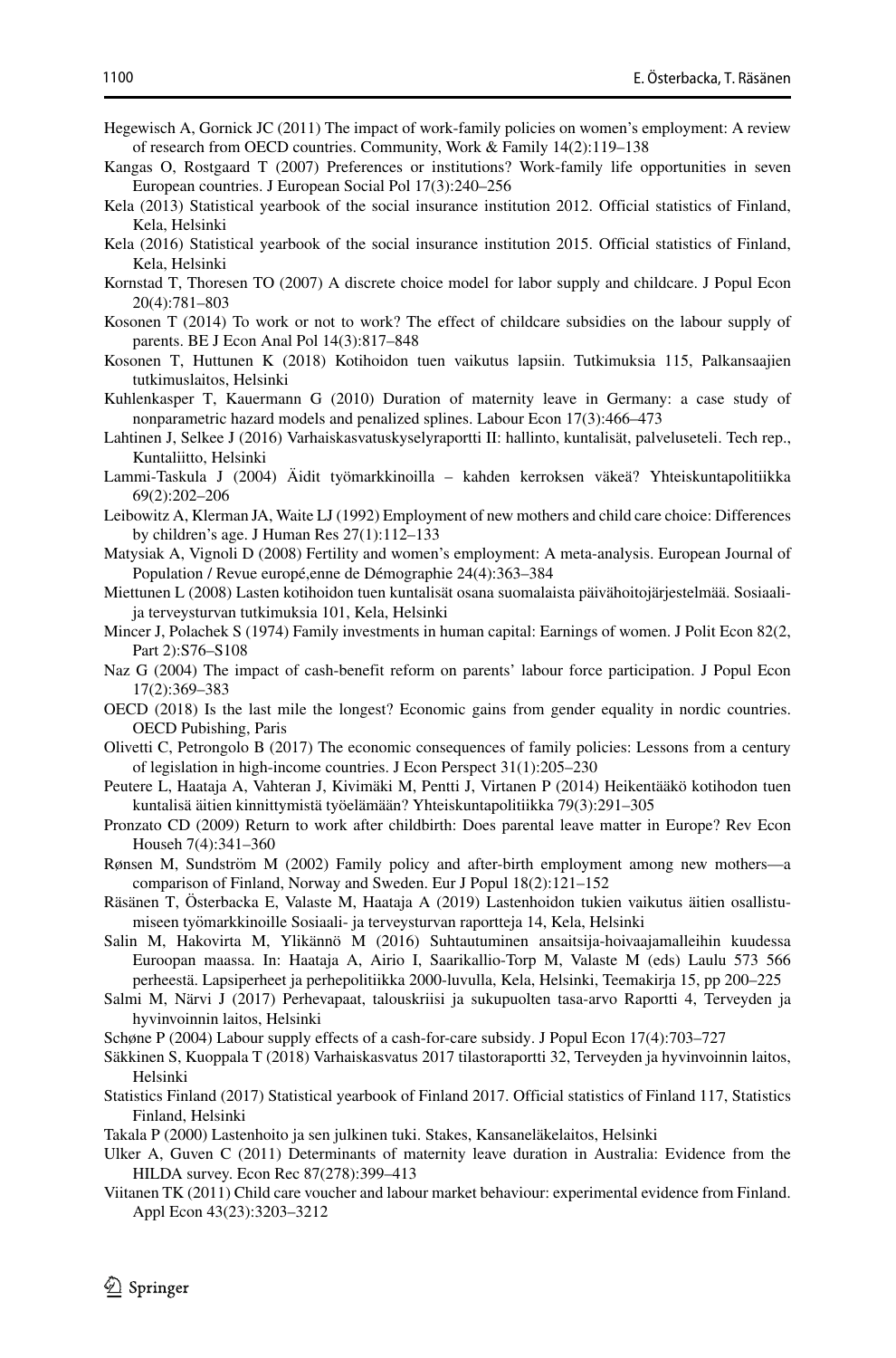Hegewisch A, Gornick JC (2011) The impact of work-family policies on women's employment: A review of research from OECD countries. Community, Work & Family 14(2):119–138

Kangas O, Rostgaard T (2007) Preferences or institutions? Work-family life opportunities in seven European countries. J European Social Pol 17(3):240–256

Kela (2013) Statistical yearbook of the social insurance institution 2012. Official statistics of Finland, Kela, Helsinki

Kela (2016) Statistical yearbook of the social insurance institution 2015. Official statistics of Finland, Kela, Helsinki

Kornstad T, Thoresen TO (2007) A discrete choice model for labor supply and childcare. J Popul Econ 20(4):781–803

Kosonen T (2014) To work or not to work? The effect of childcare subsidies on the labour supply of parents. BE J Econ Anal Pol 14(3):817–848

Kosonen T, Huttunen K (2018) Kotihoidon tuen vaikutus lapsiin. Tutkimuksia 115, Palkansaajien tutkimuslaitos, Helsinki

Kuhlenkasper T, Kauermann G (2010) Duration of maternity leave in Germany: a case study of nonparametric hazard models and penalized splines. Labour Econ 17(3):466–473

Lahtinen J, Selkee J (2016) Varhaiskasvatuskyselyraportti II: hallinto, kuntalisät, palveluseteli. Tech rep., Kuntaliitto, Helsinki

Lammi-Taskula J (2004) Äidit työmarkkinoilla – kahden kerroksen väkeä? Yhteiskuntapolitiikka 69(2):202–206

Leibowitz A, Klerman JA, Waite LJ (1992) Employment of new mothers and child care choice: Differences by children's age. J Human Res 27(1):112–133

Matysiak A, Vignoli D (2008) Fertility and women's employment: A meta-analysis. European Journal of Population / Revue europé,enne de Démographie 24(4):363–384

Miettunen L (2008) Lasten kotihoidon tuen kuntalisät osana suomalaista päivähoitojärjestelmää. Sosiaali- ja terveysturvan tutkimuksia 101, Kela, Helsinki

Mincer J, Polachek S (1974) Family investments in human capital: Earnings of women. J Polit Econ 82(2, Part 2):S76–S108

Naz G (2004) The impact of cash-benefit reform on parents' labour force participation. J Popul Econ 17(2):369–383

OECD (2018) Is the last mile the longest? Economic gains from gender equality in nordic countries. OECD Pubishing, Paris

Olivetti C, Petrongolo B (2017) The economic consequences of family policies: Lessons from a century of legislation in high-income countries. J Econ Perspect 31(1):205–230

Peutere L, Haataja A, Vahteran J, Kivimäki M, Pentti J, Virtanen P (2014) Heikentääkö kotihodon tuen kuntalisä äitien kinnittymistä työelämään? Yhteiskuntapolitiikka 79(3):291–305

Pronzato CD (2009) Return to work after childbirth: Does parental leave matter in Europe? Rev Econ Househ 7(4):341–360

Rønsen M, Sundström M (2002) Family policy and after-birth employment among new mothers—a comparison of Finland, Norway and Sweden. Eur J Popul 18(2):121–152

Räsänen T, Österbacka E, Valaste M, Haataja A (2019) Lastenhoidon tukien vaikutus äitien osallistumiseen työmarkkinoille Sosiaali- ja terveysturvan raportteja 14, Kela, Helsinki

Salin M, Hakovirta M, Ylikännö M (2016) Suhtautuminen ansaitsija-hoivaajamalleihin kuudessa Euroopan maassa. In: Haataja A, Airio I, Saarikallio-Torp M, Valaste M (eds) Laulu 573 566 perheestä. Lapsiperheet ja perhepolitiikka 2000-luvulla, Kela, Helsinki, Teemakirja 15, pp 200–225

Salmi M, Närvi J (2017) Perhevapaat, talouskriisi ja sukupuolten tasa-arvo Raportti 4, Terveyden ja hyvinvoinnin laitos, Helsinki

Schøne P (2004) Labour supply effects of a cash-for-care subsidy. J Popul Econ 17(4):703–727

Säkkinen S, Kuoppala T (2018) Varhaiskasvatus 2017 tilastoraportti 32, Terveyden ja hyvinvoinnin laitos, Helsinki

Statistics Finland (2017) Statistical yearbook of Finland 2017. Official statistics of Finland 117, Statistics Finland, Helsinki

Takala P (2000) Lastenhoito ja sen julkinen tuki. Stakes, Kansaneläkelaitos, Helsinki

Ulker A, Guven C (2011) Determinants of maternity leave duration in Australia: Evidence from the HILDA survey. Econ Rec 87(278):399–413

Viitanen TK (2011) Child care voucher and labour market behaviour: experimental evidence from Finland. Appl Econ 43(23):3203–3212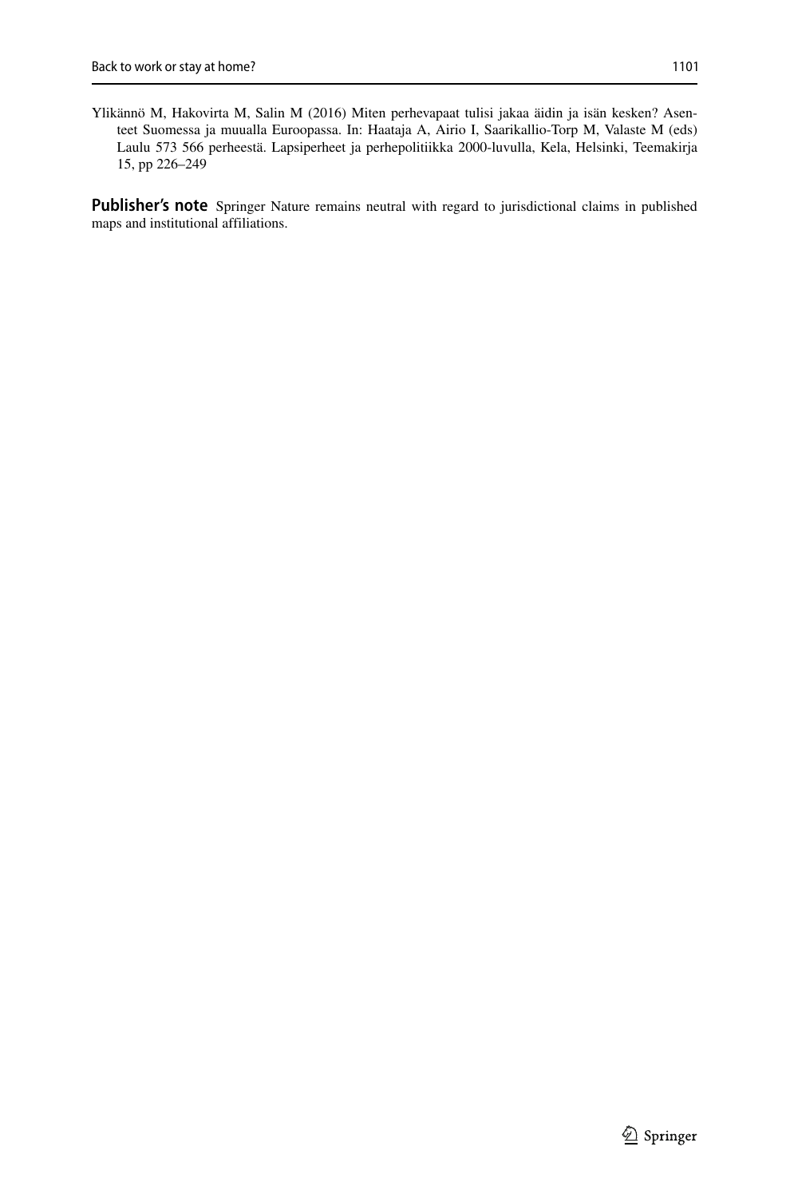Ylikännö M, Hakovirta M, Salin M (2016) Miten perhevapaat tulisi jakaa äidin ja isän kesken? Asenteet Suomessa ja muualla Euroopassa. In: Haataja A, Airio I, Saarikallio-Torp M, Valaste M (eds) Laulu 573 566 perheestä. Lapsiperheet ja perhepolitiikka 2000-luvulla, Kela, Helsinki, Teemakirja 15, pp 226–249

**Publisher's note** Springer Nature remains neutral with regard to jurisdictional claims in published maps and institutional affiliations.